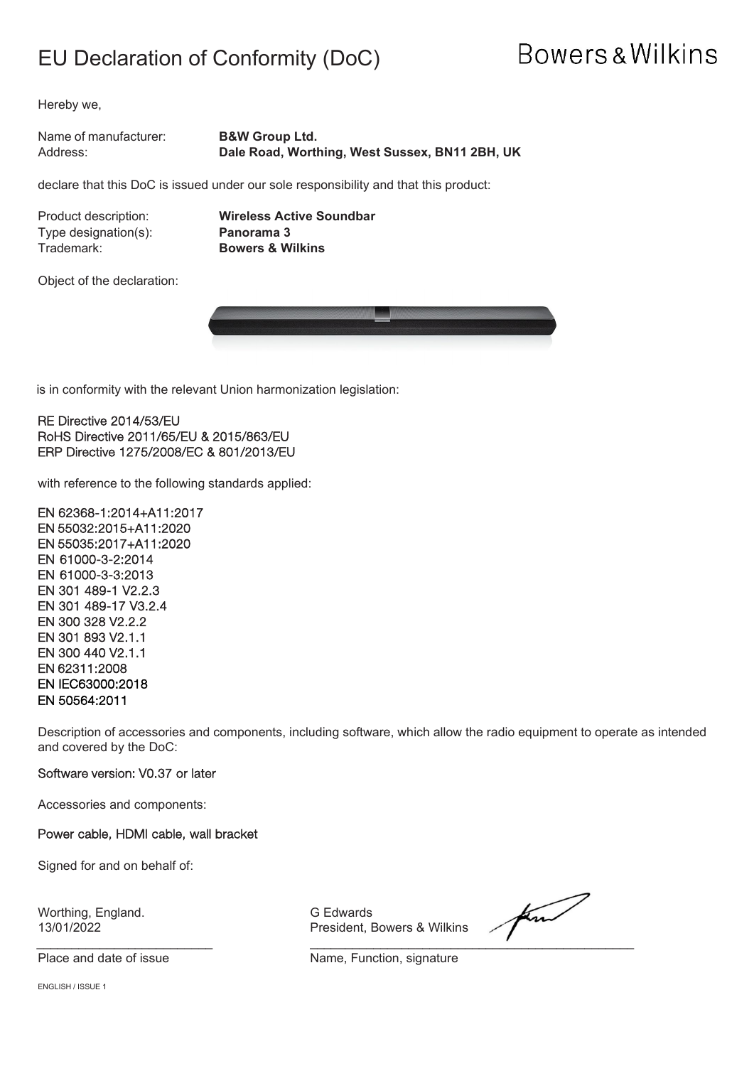# EU Declaration of Conformity (DoC)

Bowers & Wilkins

Hereby we,

Name of manufacturer: **B&W Group Ltd.**
Address: **Dale Road, Worthing, West Sussex, BN11 2BH, UK**

declare that this DoC is issued under our sole responsibility and that this product:

Product description: **Wireless Active Soundbar**
Type designation(s): **Panorama 3**
Trademark: **Bowers & Wilkins**

Object of the declaration:

is in conformity with the relevant Union harmonization legislation:

RE Directive 2014/53/EU
RoHS Directive 2011/65/EU & 2015/863/EU
ERP Directive 1275/2008/EC & 801/2013/EU

with reference to the following standards applied:

EN 62368-1:2014+A11:2017
EN 55032:2015+A11:2020
EN 55035:2017+A11:2020
EN 61000-3-2:2014
EN 61000-3-3:2013
EN 301 489-1 V2.2.3
EN 301 489-17 V3.2.4
EN 300 328 V2.2.2
EN 301 893 V2.1.1
EN 300 440 V2.1.1
EN 62311:2008
EN IEC63000:2018
EN 50564:2011

Description of accessories and components, including software, which allow the radio equipment to operate as intended and covered by the DoC:

Software version: V0.37 or later

Accessories and components:

Power cable, HDMI cable, wall bracket

Signed for and on behalf of:

Worthing, England.
13/01/2022

Place and date of issue

G Edwards
President, Bowers & Wilkins

Name, Function, signature

ENGLISH / ISSUE 1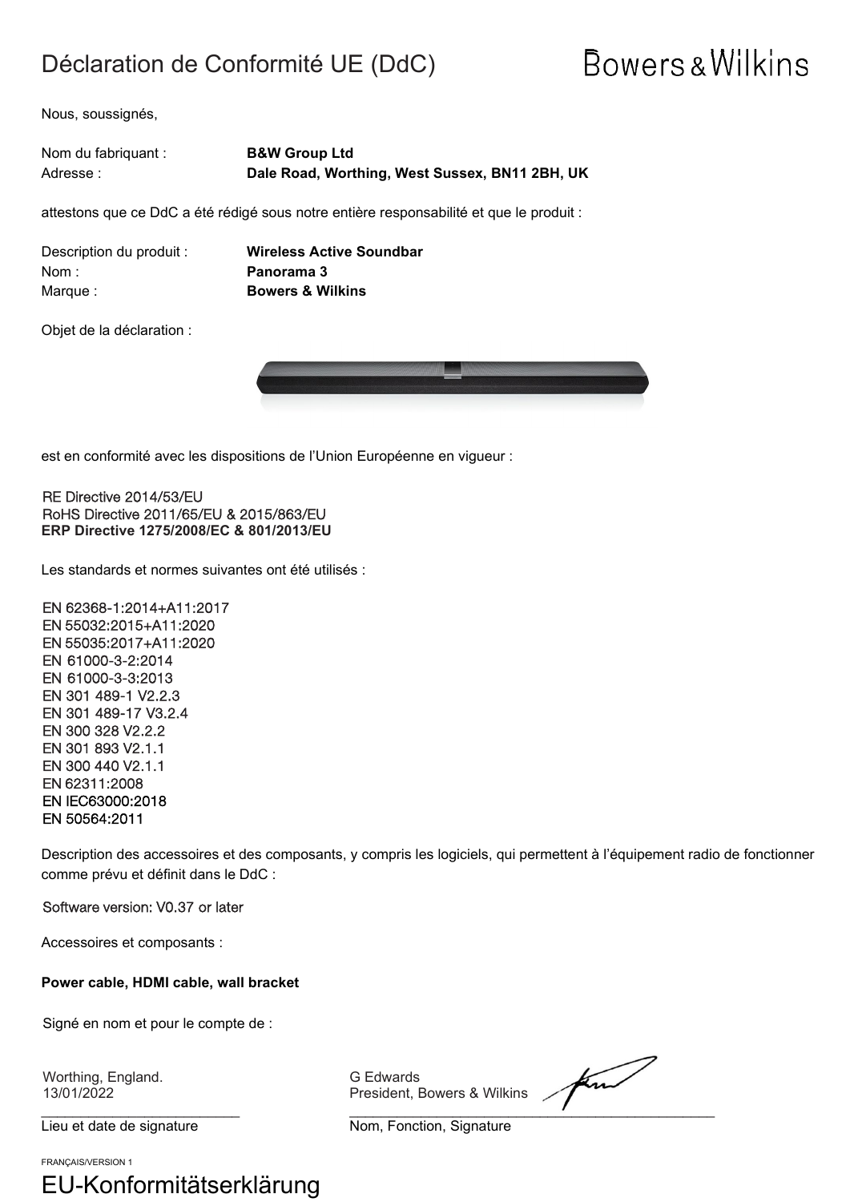# Déclaration de Conformité UE (DdC)

Bowers & Wilkins

Nous, soussignés,

Nom du fabriquant : **B&W Group Ltd**
Adresse : **Dale Road, Worthing, West Sussex, BN11 2BH, UK**

attestons que ce DdC a été rédigé sous notre entière responsabilité et que le produit :

Description du produit : **Wireless Active Soundbar**
Nom : **Panorama 3**
Marque : **Bowers & Wilkins**

Objet de la déclaration :

est en conformité avec les dispositions de l'Union Européenne en vigueur :

RE Directive 2014/53/EU
RoHS Directive 2011/65/EU & 2015/863/EU
**ERP Directive 1275/2008/EC & 801/2013/EU**

Les standards et normes suivantes ont été utilisés :

EN 62368-1:2014+A11:2017
EN 55032:2015+A11:2020
EN 55035:2017+A11:2020
EN 61000-3-2:2014
EN 61000-3-3:2013
EN 301 489-1 V2.2.3
EN 301 489-17 V3.2.4
EN 300 328 V2.2.2
EN 301 893 V2.1.1
EN 300 440 V2.1.1
EN 62311:2008
EN IEC63000:2018
EN 50564:2011

Description des accessoires et des composants, y compris les logiciels, qui permettent à l'équipement radio de fonctionner comme prévu et définit dans le DdC :

Software version: V0.37 or later

Accessoires et composants :

**Power cable, HDMI cable, wall bracket**

Signé en nom et pour le compte de :

Worthing, England.
13/01/2022

Lieu et date de signature

G Edwards
President, Bowers & Wilkins

Nom, Fonction, Signature

FRANÇAIS/VERSION 1

# EU-Konformitätserklärung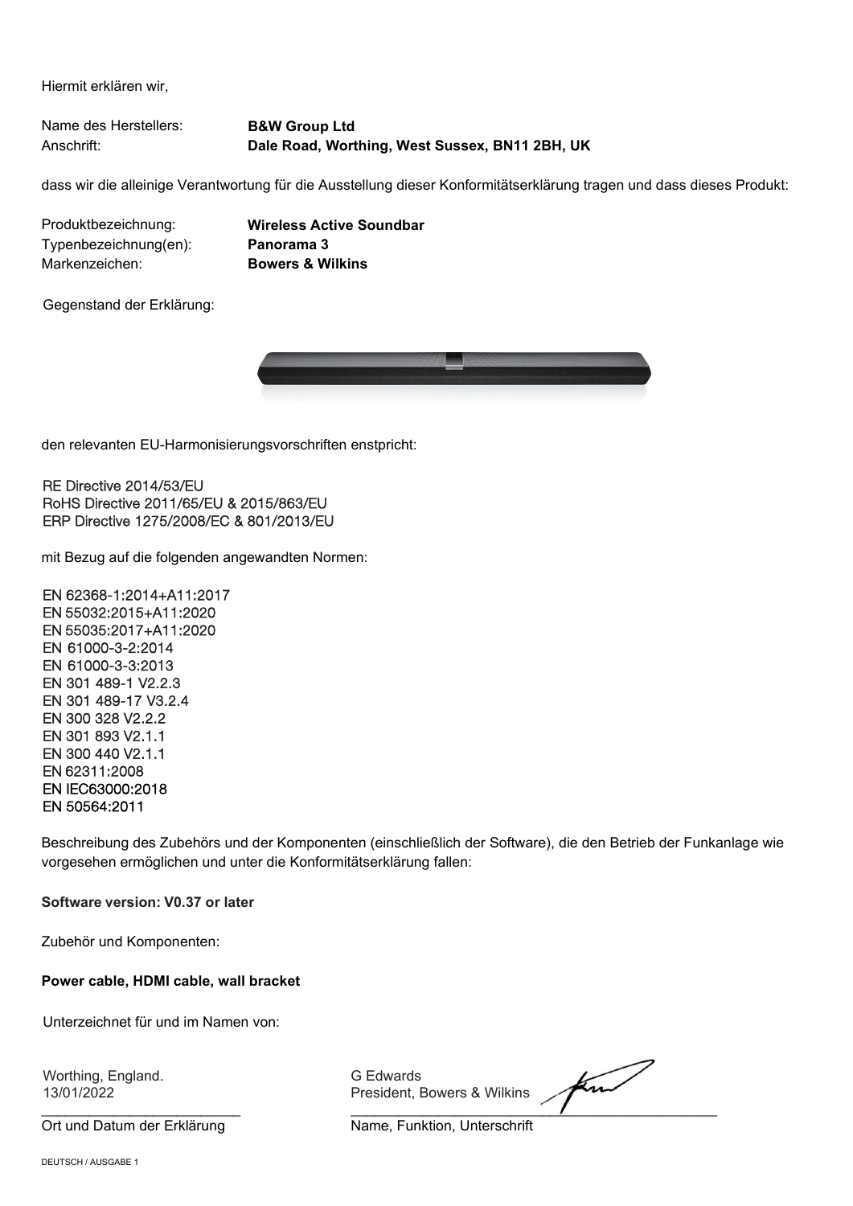Hiermit erklären wir,

Name des Herstellers: **B&W Group Ltd**
Anschrift: **Dale Road, Worthing, West Sussex, BN11 2BH, UK**

dass wir die alleinige Verantwortung für die Ausstellung dieser Konformitätserklärung tragen und dass dieses Produkt:

Produktbezeichnung: **Wireless Active Soundbar**
Typenbezeichnung(en): **Panorama 3**
Markenzeichen: **Bowers & Wilkins**

Gegenstand der Erklärung:

den relevanten EU-Harmonisierungsvorschriften enstpricht:

RE Directive 2014/53/EU
RoHS Directive 2011/65/EU & 2015/863/EU
ERP Directive 1275/2008/EC & 801/2013/EU

mit Bezug auf die folgenden angewandten Normen:

EN 62368-1:2014+A11:2017
EN 55032:2015+A11:2020
EN 55035:2017+A11:2020
EN 61000-3-2:2014
EN 61000-3-3:2013
EN 301 489-1 V2.2.3
EN 301 489-17 V3.2.4
EN 300 328 V2.2.2
EN 301 893 V2.1.1
EN 300 440 V2.1.1
EN 62311:2008
EN IEC63000:2018
EN 50564:2011

Beschreibung des Zubehörs und der Komponenten (einschließlich der Software), die den Betrieb der Funkanlage wie vorgesehen ermöglichen und unter die Konformitätserklärung fallen:

**Software version: V0.37 or later**

Zubehör und Komponenten:

**Power cable, HDMI cable, wall bracket**

Unterzeichnet für und im Namen von:

Worthing, England.
13/01/2022

Ort und Datum der Erklärung

G Edwards
President, Bowers & Wilkins

Name, Funktion, Unterschrift

DEUTSCH / AUSGABE 1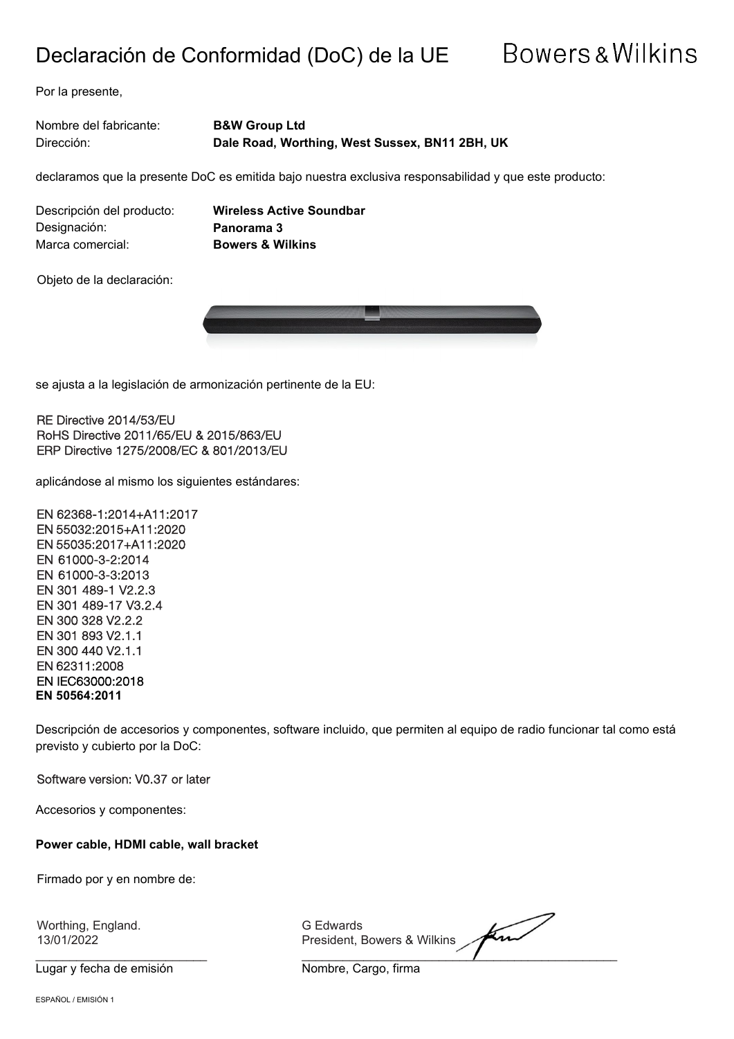# Declaración de Conformidad (DoC) de la UE

Bowers & Wilkins

Por la presente,

Nombre del fabricante: **B&W Group Ltd**
Dirección: **Dale Road, Worthing, West Sussex, BN11 2BH, UK**

declaramos que la presente DoC es emitida bajo nuestra exclusiva responsabilidad y que este producto:

Descripción del producto: **Wireless Active Soundbar**
Designación: **Panorama 3**
Marca comercial: **Bowers & Wilkins**

Objeto de la declaración:

se ajusta a la legislación de armonización pertinente de la EU:

RE Directive 2014/53/EU
RoHS Directive 2011/65/EU & 2015/863/EU
ERP Directive 1275/2008/EC & 801/2013/EU

aplicándose al mismo los siguientes estándares:

EN 62368-1:2014+A11:2017
EN 55032:2015+A11:2020
EN 55035:2017+A11:2020
EN 61000-3-2:2014
EN 61000-3-3:2013
EN 301 489-1 V2.2.3
EN 301 489-17 V3.2.4
EN 300 328 V2.2.2
EN 301 893 V2.1.1
EN 300 440 V2.1.1
EN 62311:2008
EN IEC63000:2018
**EN 50564:2011**

Descripción de accesorios y componentes, software incluido, que permiten al equipo de radio funcionar tal como está previsto y cubierto por la DoC:

Software version: V0.37 or later

Accesorios y componentes:

**Power cable, HDMI cable, wall bracket**

Firmado por y en nombre de:

Worthing, England.
13/01/2022
Lugar y fecha de emisión

G Edwards
President, Bowers & Wilkins
Nombre, Cargo, firma

ESPAÑOL / EMISIÓN 1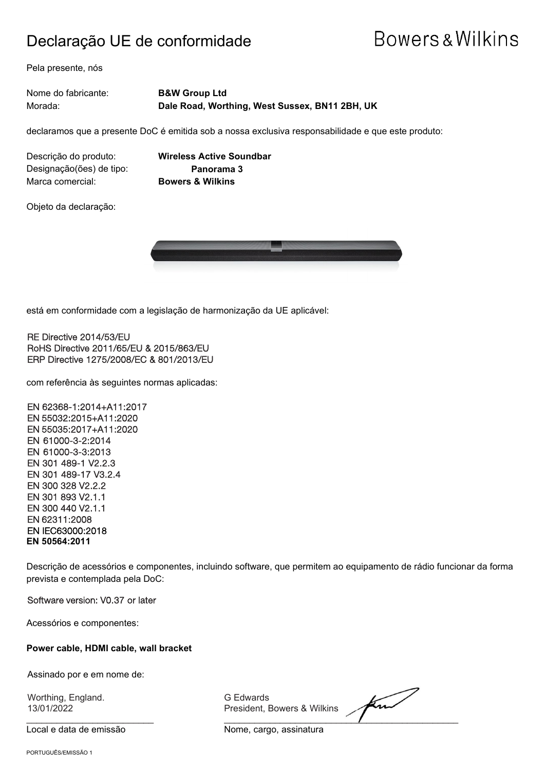# Declaração UE de conformidade

Bowers & Wilkins

Pela presente, nós

Nome do fabricante: **B&W Group Ltd**
Morada: **Dale Road, Worthing, West Sussex, BN11 2BH, UK**

declaramos que a presente DoC é emitida sob a nossa exclusiva responsabilidade e que este produto:

Descrição do produto: **Wireless Active Soundbar**
Designação(ões) de tipo: **Panorama 3**
Marca comercial: **Bowers & Wilkins**

Objeto da declaração:

está em conformidade com a legislação de harmonização da UE aplicável:

RE Directive 2014/53/EU
RoHS Directive 2011/65/EU & 2015/863/EU
ERP Directive 1275/2008/EC & 801/2013/EU

com referência às seguintes normas aplicadas:

EN 62368-1:2014+A11:2017
EN 55032:2015+A11:2020
EN 55035:2017+A11:2020
EN 61000-3-2:2014
EN 61000-3-3:2013
EN 301 489-1 V2.2.3
EN 301 489-17 V3.2.4
EN 300 328 V2.2.2
EN 301 893 V2.1.1
EN 300 440 V2.1.1
EN 62311:2008
EN IEC63000:2018
**EN 50564:2011**

Descrição de acessórios e componentes, incluindo software, que permitem ao equipamento de rádio funcionar da forma prevista e contemplada pela DoC:

Software version: V0.37 or later

Acessórios e componentes:

**Power cable, HDMI cable, wall bracket**

Assinado por e em nome de:

Worthing, England.
13/01/2022
Local e data de emissão

G Edwards
President, Bowers & Wilkins
Nome, cargo, assinatura

PORTUGUÊS/EMISSÃO 1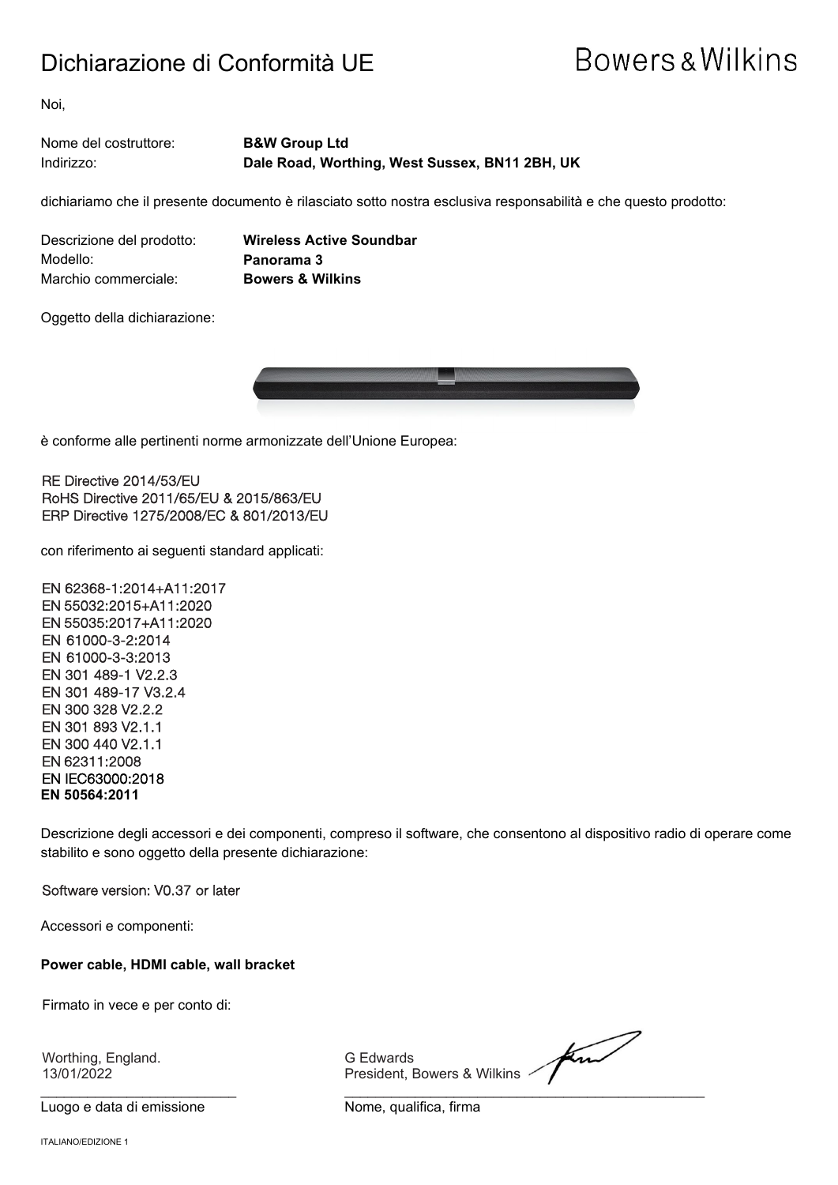# Dichiarazione di Conformità UE

Bowers & Wilkins

Noi,

| | |
|---|---|
| Nome del costruttore: | **B&W Group Ltd** |
| Indirizzo: | **Dale Road, Worthing, West Sussex, BN11 2BH, UK** |

dichiariamo che il presente documento è rilasciato sotto nostra esclusiva responsabilità e che questo prodotto:

| | |
|---|---|
| Descrizione del prodotto: | **Wireless Active Soundbar** |
| Modello: | **Panorama 3** |
| Marchio commerciale: | **Bowers & Wilkins** |

Oggetto della dichiarazione:

è conforme alle pertinenti norme armonizzate dell'Unione Europea:

RE Directive 2014/53/EU
RoHS Directive 2011/65/EU & 2015/863/EU
ERP Directive 1275/2008/EC & 801/2013/EU

con riferimento ai seguenti standard applicati:

EN 62368-1:2014+A11:2017
EN 55032:2015+A11:2020
EN 55035:2017+A11:2020
EN 61000-3-2:2014
EN 61000-3-3:2013
EN 301 489-1 V2.2.3
EN 301 489-17 V3.2.4
EN 300 328 V2.2.2
EN 301 893 V2.1.1
EN 300 440 V2.1.1
EN 62311:2008
EN IEC63000:2018
**EN 50564:2011**

Descrizione degli accessori e dei componenti, compreso il software, che consentono al dispositivo radio di operare come stabilito e sono oggetto della presente dichiarazione:

Software version: V0.37 or later

Accessori e componenti:

**Power cable, HDMI cable, wall bracket**

Firmato in vece e per conto di:

| | |
|---|---|
| Worthing, England.<br>13/01/2022 | G Edwards<br>President, Bowers & Wilkins |
| Luogo e data di emissione | Nome, qualifica, firma |

ITALIANO/EDIZIONE 1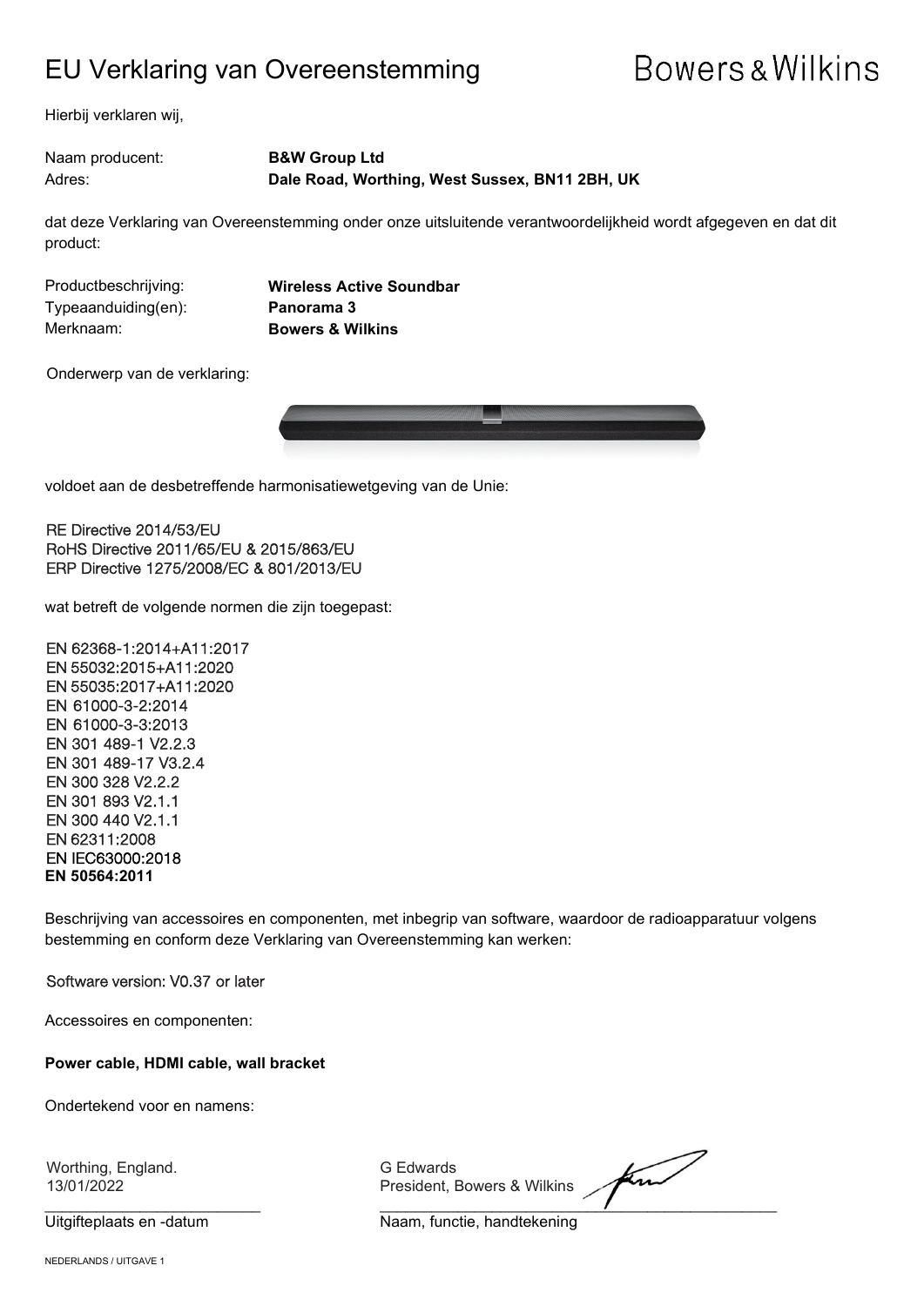# EU Verklaring van Overeenstemming

Bowers & Wilkins

Hierbij verklaren wij,

Naam producent: **B&W Group Ltd**
Adres: **Dale Road, Worthing, West Sussex, BN11 2BH, UK**

dat deze Verklaring van Overeenstemming onder onze uitsluitende verantwoordelijkheid wordt afgegeven en dat dit product:

Productbeschrijving: **Wireless Active Soundbar**
Typeaanduiding(en): **Panorama 3**
Merknaam: **Bowers & Wilkins**

Onderwerp van de verklaring:

voldoet aan de desbetreffende harmonisatiewetgeving van de Unie:

RE Directive 2014/53/EU
RoHS Directive 2011/65/EU & 2015/863/EU
ERP Directive 1275/2008/EC & 801/2013/EU

wat betreft de volgende normen die zijn toegepast:

EN 62368-1:2014+A11:2017
EN 55032:2015+A11:2020
EN 55035:2017+A11:2020
EN 61000-3-2:2014
EN 61000-3-3:2013
EN 301 489-1 V2.2.3
EN 301 489-17 V3.2.4
EN 300 328 V2.2.2
EN 301 893 V2.1.1
EN 300 440 V2.1.1
EN 62311:2008
EN IEC63000:2018
**EN 50564:2011**

Beschrijving van accessoires en componenten, met inbegrip van software, waardoor de radioapparatuur volgens bestemming en conform deze Verklaring van Overeenstemming kan werken:

Software version: V0.37 or later

Accessoires en componenten:

**Power cable, HDMI cable, wall bracket**

Ondertekend voor en namens:

Worthing, England.
13/01/2022

Uitgifteplaats en -datum

G Edwards
President, Bowers & Wilkins

Naam, functie, handtekening

NEDERLANDS / UITGAVE 1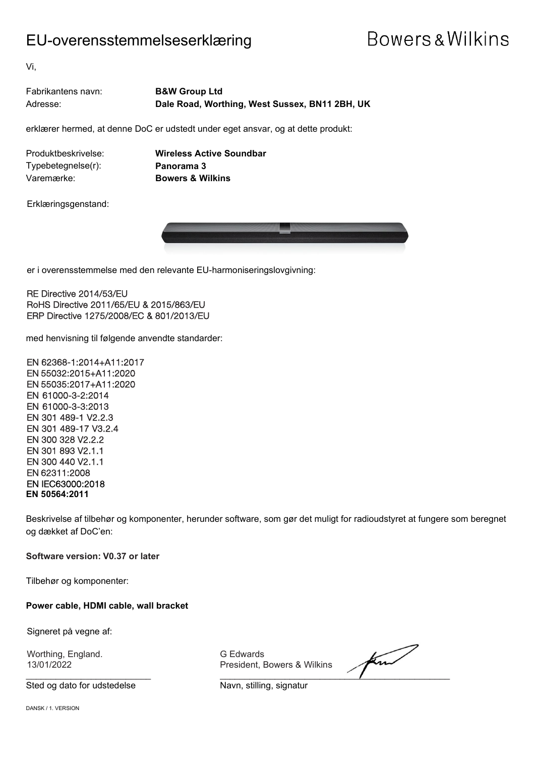# EU-overensstemmelseserklæring

Bowers & Wilkins

Vi,

Fabrikantens navn: **B&W Group Ltd**
Adresse: **Dale Road, Worthing, West Sussex, BN11 2BH, UK**

erklærer hermed, at denne DoC er udstedt under eget ansvar, og at dette produkt:

Produktbeskrivelse: **Wireless Active Soundbar**
Typebetegnelse(r): **Panorama 3**
Varemærke: **Bowers & Wilkins**

Erklæringsgenstand:

er i overensstemmelse med den relevante EU-harmoniseringslovgivning:

RE Directive 2014/53/EU
RoHS Directive 2011/65/EU & 2015/863/EU
ERP Directive 1275/2008/EC & 801/2013/EU

med henvisning til følgende anvendte standarder:

EN 62368-1:2014+A11:2017
EN 55032:2015+A11:2020
EN 55035:2017+A11:2020
EN 61000-3-2:2014
EN 61000-3-3:2013
EN 301 489-1 V2.2.3
EN 301 489-17 V3.2.4
EN 300 328 V2.2.2
EN 301 893 V2.1.1
EN 300 440 V2.1.1
EN 62311:2008
EN IEC63000:2018
**EN 50564:2011**

Beskrivelse af tilbehør og komponenter, herunder software, som gør det muligt for radioudstyret at fungere som beregnet og dækket af DoC'en:

**Software version: V0.37 or later**

Tilbehør og komponenter:

**Power cable, HDMI cable, wall bracket**

Signeret på vegne af:

Worthing, England.
13/01/2022

Sted og dato for udstedelse

G Edwards
President, Bowers & Wilkins

Navn, stilling, signatur

DANSK / 1. VERSION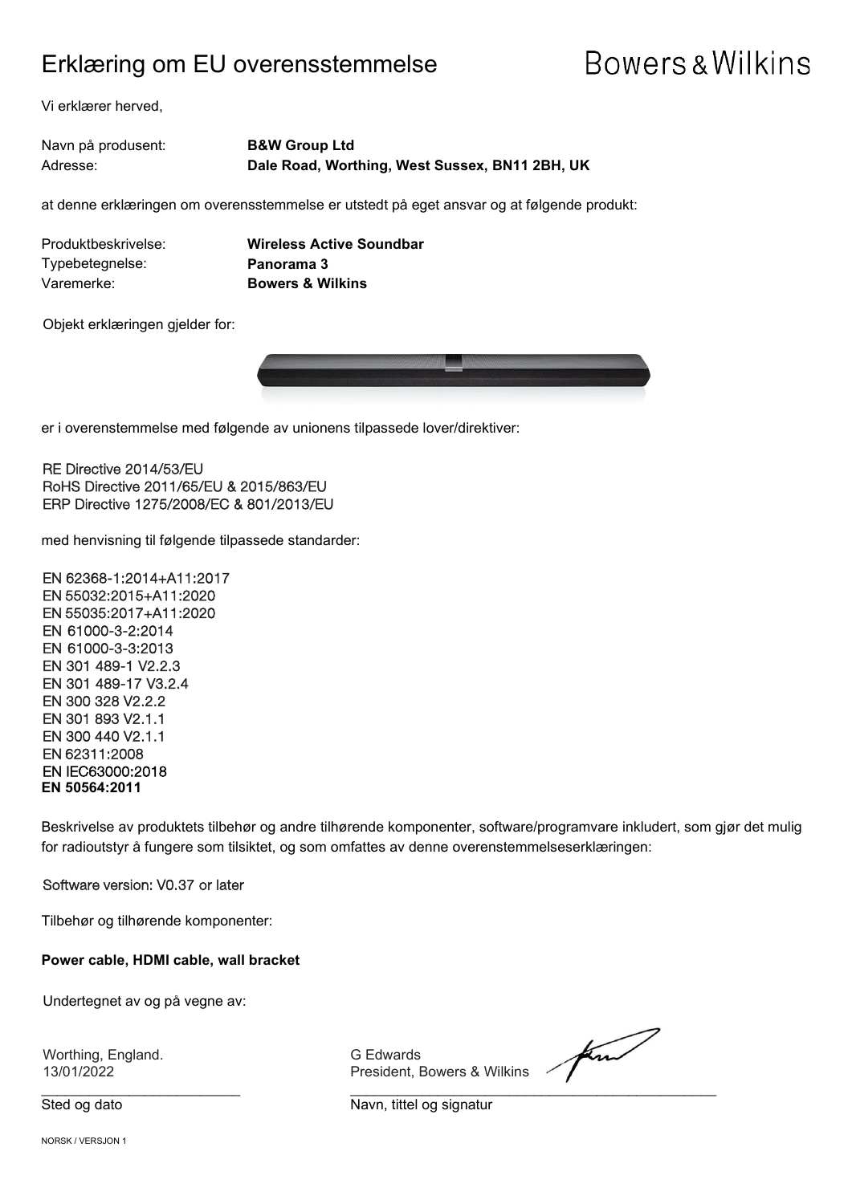# Erklæring om EU overensstemmelse

Bowers & Wilkins

Vi erklærer herved,

Navn på produsent: **B&W Group Ltd**
Adresse: **Dale Road, Worthing, West Sussex, BN11 2BH, UK**

at denne erklæringen om overensstemmelse er utstedt på eget ansvar og at følgende produkt:

Produktbeskrivelse: **Wireless Active Soundbar**
Typebetegnelse: **Panorama 3**
Varemerke: **Bowers & Wilkins**

Objekt erklæringen gjelder for:

er i overenstemmelse med følgende av unionens tilpassede lover/direktiver:

RE Directive 2014/53/EU
RoHS Directive 2011/65/EU & 2015/863/EU
ERP Directive 1275/2008/EC & 801/2013/EU

med henvisning til følgende tilpassede standarder:

EN 62368-1:2014+A11:2017
EN 55032:2015+A11:2020
EN 55035:2017+A11:2020
EN 61000-3-2:2014
EN 61000-3-3:2013
EN 301 489-1 V2.2.3
EN 301 489-17 V3.2.4
EN 300 328 V2.2.2
EN 301 893 V2.1.1
EN 300 440 V2.1.1
EN 62311:2008
EN IEC63000:2018
**EN 50564:2011**

Beskrivelse av produktets tilbehør og andre tilhørende komponenter, software/programvare inkludert, som gjør det mulig for radioutstyr å fungere som tilsiktet, og som omfattes av denne overenstemmelseserklæringen:

Software version: V0.37 or later

Tilbehør og tilhørende komponenter:

**Power cable, HDMI cable, wall bracket**

Undertegnet av og på vegne av:

Worthing, England.
13/01/2022

Sted og dato

G Edwards
President, Bowers & Wilkins

Navn, tittel og signatur

NORSK / VERSJON 1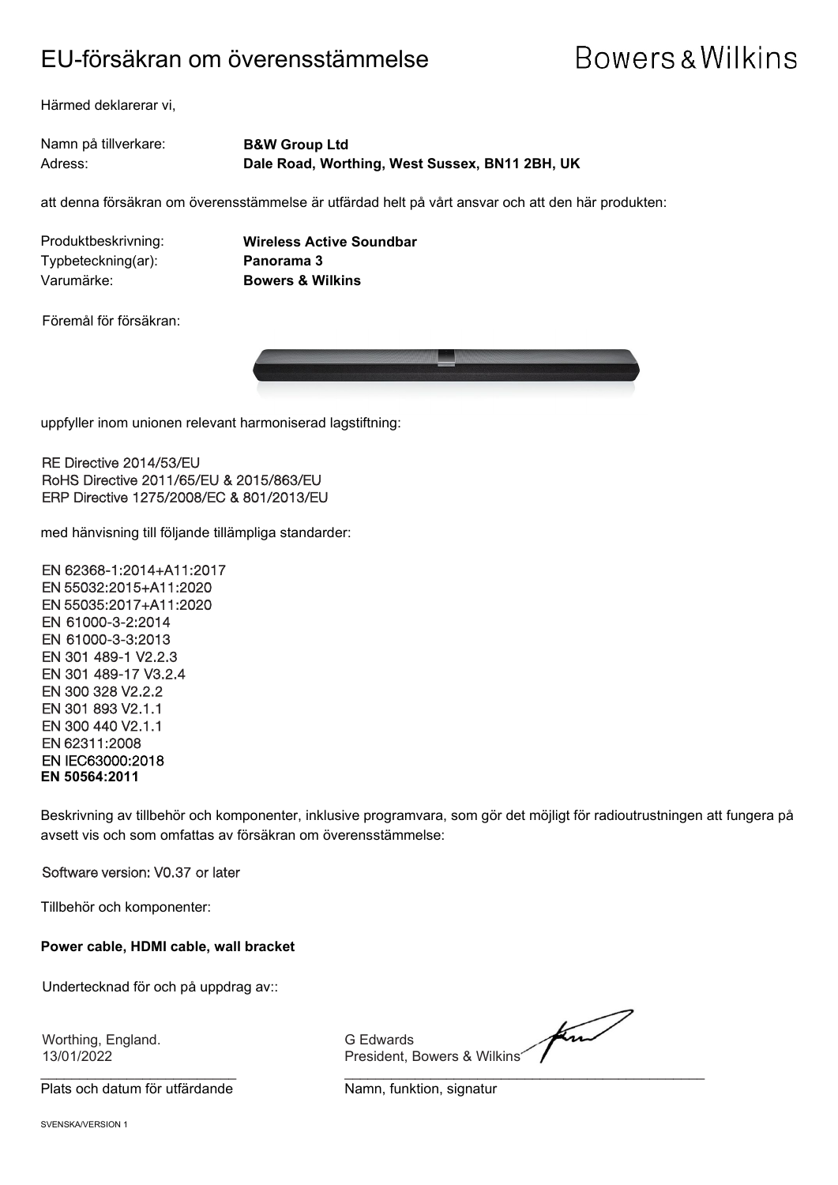# EU-försäkran om överensstämmelse

Bowers & Wilkins

Härmed deklarerar vi,

Namn på tillverkare: **B&W Group Ltd**
Adress: **Dale Road, Worthing, West Sussex, BN11 2BH, UK**

att denna försäkran om överensstämmelse är utfärdad helt på vårt ansvar och att den här produkten:

Produktbeskrivning: **Wireless Active Soundbar**
Typbeteckning(ar): **Panorama 3**
Varumärke: **Bowers & Wilkins**

Föremål för försäkran:

uppfyller inom unionen relevant harmoniserad lagstiftning:

RE Directive 2014/53/EU
RoHS Directive 2011/65/EU & 2015/863/EU
ERP Directive 1275/2008/EC & 801/2013/EU

med hänvisning till följande tillämpliga standarder:

EN 62368-1:2014+A11:2017
EN 55032:2015+A11:2020
EN 55035:2017+A11:2020
EN 61000-3-2:2014
EN 61000-3-3:2013
EN 301 489-1 V2.2.3
EN 301 489-17 V3.2.4
EN 300 328 V2.2.2
EN 301 893 V2.1.1
EN 300 440 V2.1.1
EN 62311:2008
EN IEC63000:2018
**EN 50564:2011**

Beskrivning av tillbehör och komponenter, inklusive programvara, som gör det möjligt för radioutrustningen att fungera på avsett vis och som omfattas av försäkran om överensstämmelse:

Software version: V0.37 or later

Tillbehör och komponenter:

**Power cable, HDMI cable, wall bracket**

Undertecknad för och på uppdrag av::

Worthing, England.
13/01/2022

Plats och datum för utfärdande

G Edwards
President, Bowers & Wilkins

Namn, funktion, signatur

SVENSKA/VERSION 1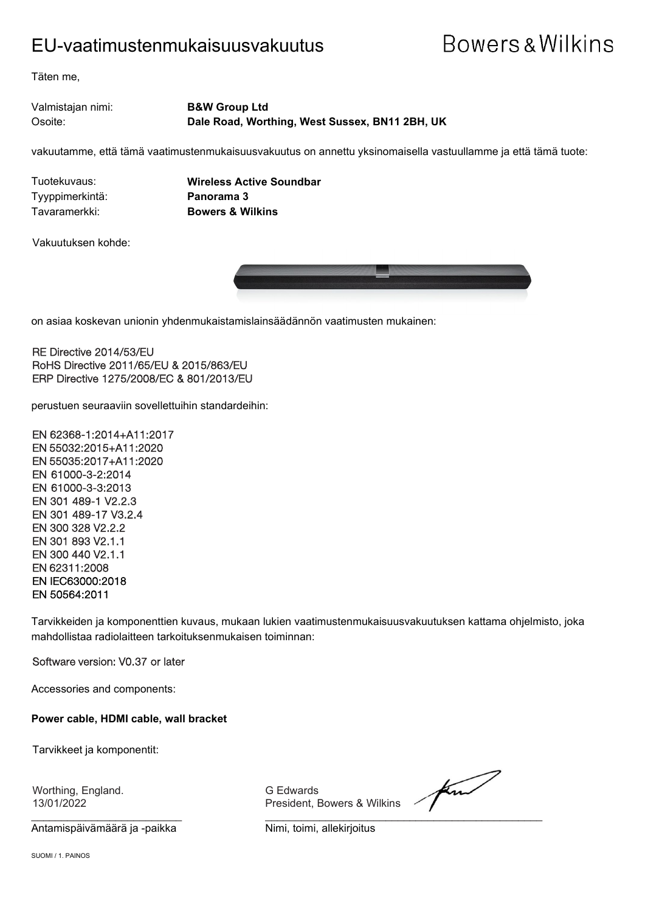# EU-vaatimustenmukaisuusvakuutus

Bowers & Wilkins

Täten me,

| | |
|---|---|
| Valmistajan nimi: | **B&W Group Ltd** |
| Osoite: | **Dale Road, Worthing, West Sussex, BN11 2BH, UK** |

vakuutamme, että tämä vaatimustenmukaisuusvakuutus on annettu yksinomaisella vastuullamme ja että tämä tuote:

| | |
|---|---|
| Tuotekuvaus: | **Wireless Active Soundbar** |
| Tyyppimerkintä: | **Panorama 3** |
| Tavaramerkki: | **Bowers & Wilkins** |

Vakuutuksen kohde:

on asiaa koskevan unionin yhdenmukaistamislainsäädännön vaatimusten mukainen:

RE Directive 2014/53/EU
RoHS Directive 2011/65/EU & 2015/863/EU
ERP Directive 1275/2008/EC & 801/2013/EU

perustuen seuraaviin sovellettuihin standardeihin:

EN 62368-1:2014+A11:2017
EN 55032:2015+A11:2020
EN 55035:2017+A11:2020
EN 61000-3-2:2014
EN 61000-3-3:2013
EN 301 489-1 V2.2.3
EN 301 489-17 V3.2.4
EN 300 328 V2.2.2
EN 301 893 V2.1.1
EN 300 440 V2.1.1
EN 62311:2008
EN IEC63000:2018
EN 50564:2011

Tarvikkeiden ja komponenttien kuvaus, mukaan lukien vaatimustenmukaisuusvakuutuksen kattama ohjelmisto, joka mahdollistaa radiolaitteen tarkoituksenmukaisen toiminnan:

Software version: V0.37 or later

Accessories and components:

**Power cable, HDMI cable, wall bracket**

Tarvikkeet ja komponentit:

Worthing, England.
13/01/2022

Antamispäivämäärä ja -paikka

G Edwards
President, Bowers & Wilkins

Nimi, toimi, allekirjoitus

SUOMI / 1. PAINOS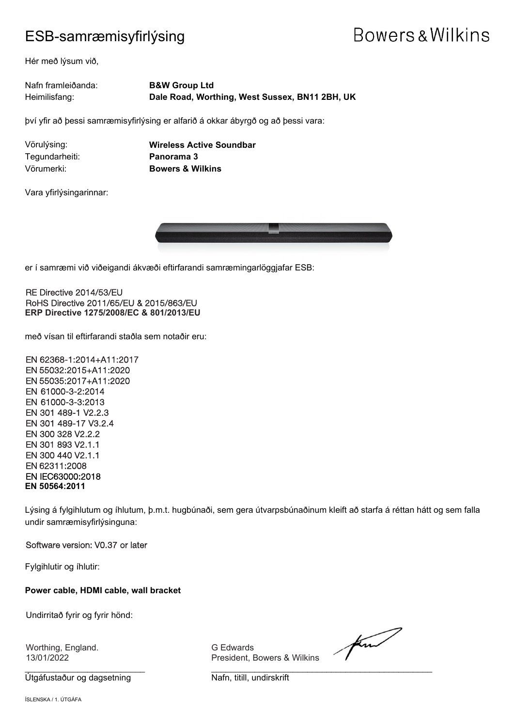# ESB-samræmisyfirlýsing

Bowers & Wilkins

Hér með lýsum við,

Nafn framleiðanda: **B&W Group Ltd**
Heimilisfang: **Dale Road, Worthing, West Sussex, BN11 2BH, UK**

því yfir að þessi samræmisyfirlýsing er alfarið á okkar ábyrgð og að þessi vara:

Vörulýsing: **Wireless Active Soundbar**
Tegundarheiti: **Panorama 3**
Vörumerki: **Bowers & Wilkins**

Vara yfirlýsingarinnar:

er í samræmi við viðeigandi ákvæði eftirfarandi samræmingarlöggjafar ESB:

RE Directive 2014/53/EU
RoHS Directive 2011/65/EU & 2015/863/EU
**ERP Directive 1275/2008/EC & 801/2013/EU**

með vísan til eftirfarandi staðla sem notaðir eru:

EN 62368-1:2014+A11:2017
EN 55032:2015+A11:2020
EN 55035:2017+A11:2020
EN 61000-3-2:2014
EN 61000-3-3:2013
EN 301 489-1 V2.2.3
EN 301 489-17 V3.2.4
EN 300 328 V2.2.2
EN 301 893 V2.1.1
EN 300 440 V2.1.1
EN 62311:2008
EN IEC63000:2018
**EN 50564:2011**

Lýsing á fylgihlutum og íhlutum, þ.m.t. hugbúnaði, sem gera útvarpsbúnaðinum kleift að starfa á réttan hátt og sem falla undir samræmisyfirlýsinguna:

Software version: V0.37 or later

Fylgihlutir og íhlutir:

**Power cable, HDMI cable, wall bracket**

Undirritað fyrir og fyrir hönd:

Worthing, England.
13/01/2022

Útgáfustaður og dagsetning

G Edwards
President, Bowers & Wilkins

Nafn, titill, undirskrift

ÍSLENSKA / 1. ÚTGÁFA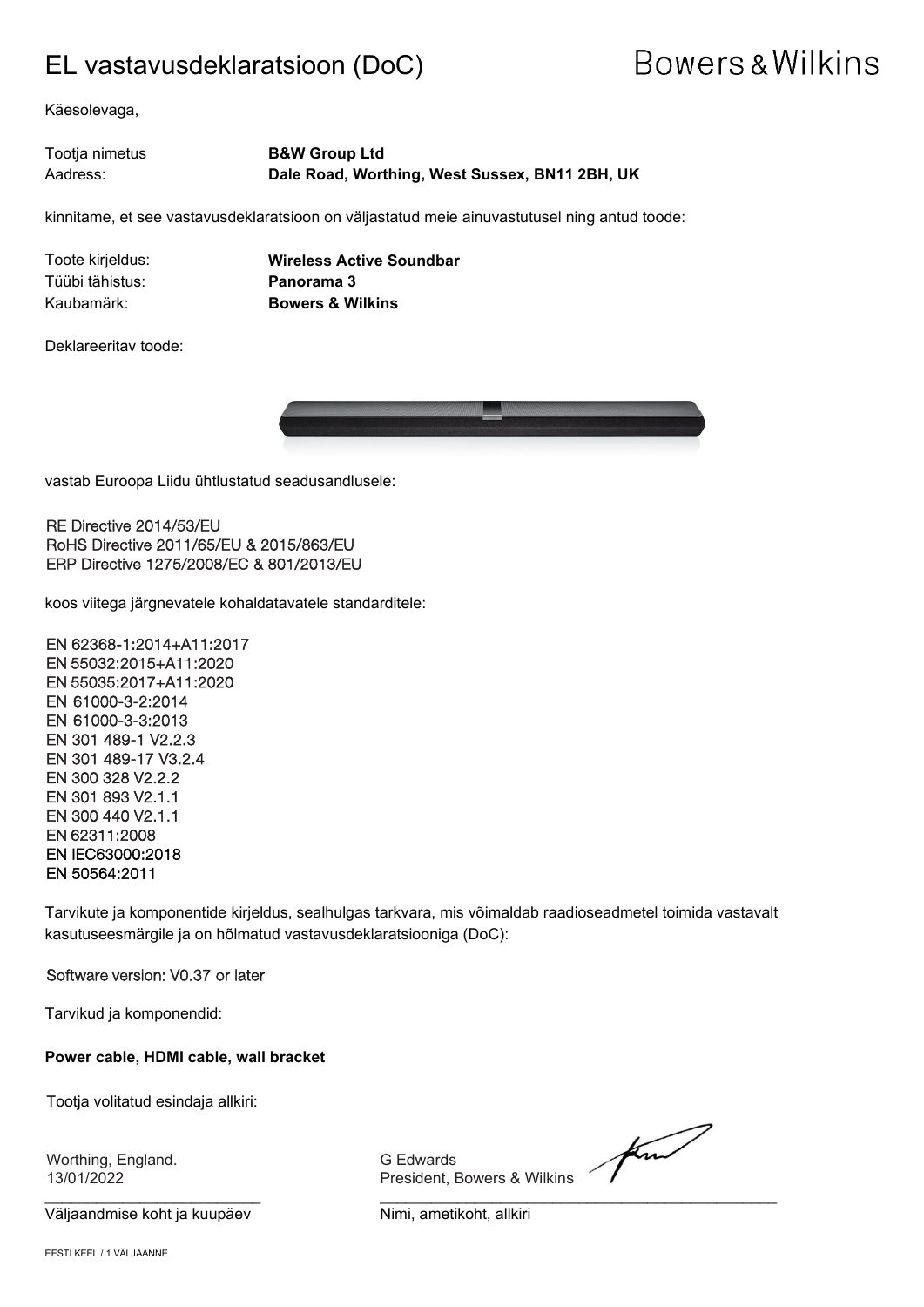# EL vastavusdeklaratsioon (DoC)

Bowers & Wilkins

Käesolevaga,

| | |
|---|---|
| Tootja nimetus | **B&W Group Ltd** |
| Aadress: | **Dale Road, Worthing, West Sussex, BN11 2BH, UK** |

kinnitame, et see vastavusdeklaratsioon on väljastatud meie ainuvastutusel ning antud toode:

| | |
|---|---|
| Toote kirjeldus: | **Wireless Active Soundbar** |
| Tüübi tähistus: | **Panorama 3** |
| Kaubamärk: | **Bowers & Wilkins** |

Deklareeritav toode:

vastab Euroopa Liidu ühtlustatud seadusandlusele:

RE Directive 2014/53/EU
RoHS Directive 2011/65/EU & 2015/863/EU
ERP Directive 1275/2008/EC & 801/2013/EU

koos viitega järgnevatele kohaldatavatele standarditele:

EN 62368-1:2014+A11:2017
EN 55032:2015+A11:2020
EN 55035:2017+A11:2020
EN 61000-3-2:2014
EN 61000-3-3:2013
EN 301 489-1 V2.2.3
EN 301 489-17 V3.2.4
EN 300 328 V2.2.2
EN 301 893 V2.1.1
EN 300 440 V2.1.1
EN 62311:2008
EN IEC63000:2018
EN 50564:2011

Tarvikute ja komponentide kirjeldus, sealhulgas tarkvara, mis võimaldab raadioseadmetel toimida vastavalt kasutuseesmärgile ja on hõlmatud vastavusdeklaratsiooniga (DoC):

Software version: V0.37 or later

Tarvikud ja komponendid:

**Power cable, HDMI cable, wall bracket**

Tootja volitatud esindaja allkiri:

| | |
|---|---|
| Worthing, England.<br>13/01/2022 | G Edwards<br>President, Bowers & Wilkins |
| Väljaandmise koht ja kuupäev | Nimi, ametikoht, allkiri |

EESTI KEEL / 1 VÄLJAANNE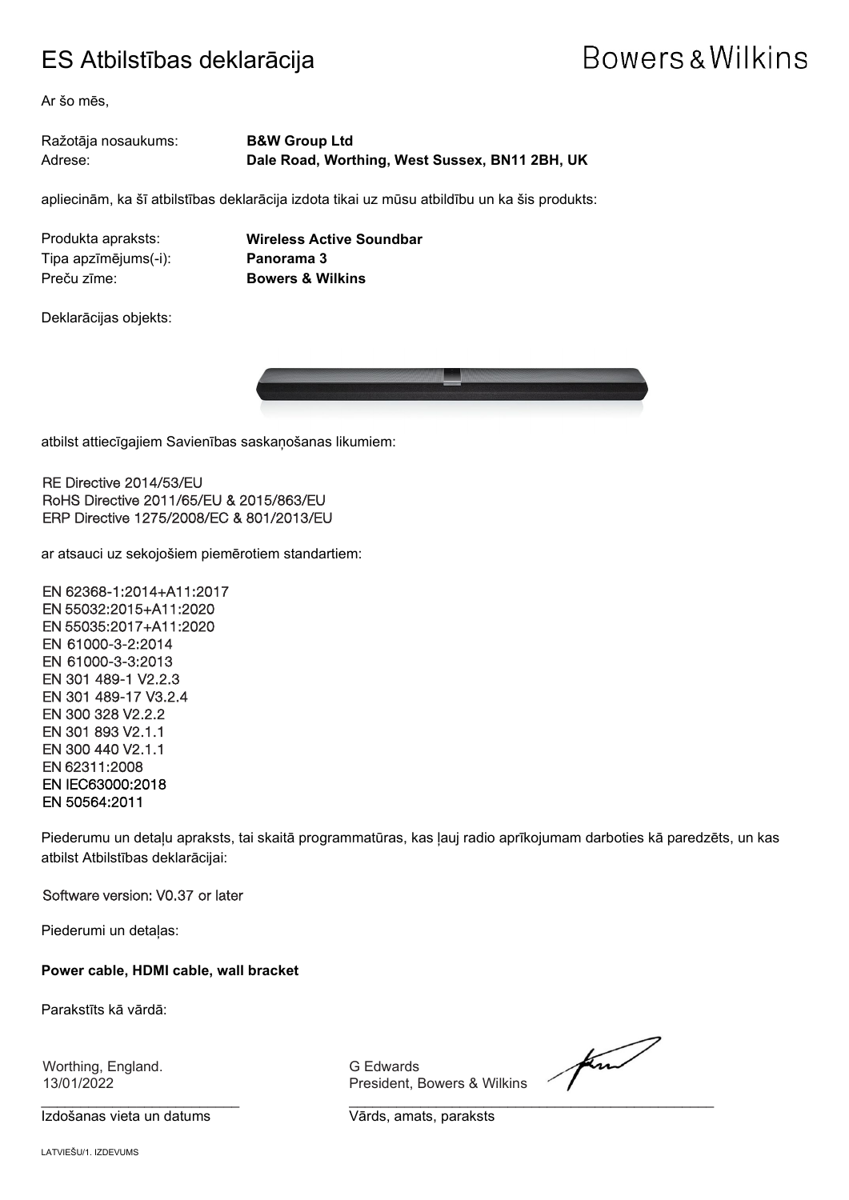# ES Atbilstības deklarācija

Bowers & Wilkins

Ar šo mēs,

Ražotāja nosaukums: **B&W Group Ltd**
Adrese: **Dale Road, Worthing, West Sussex, BN11 2BH, UK**

apliecinām, ka šī atbilstības deklarācija izdota tikai uz mūsu atbildību un ka šis produkts:

Produkta apraksts: **Wireless Active Soundbar**
Tipa apzīmējums(-i): **Panorama 3**
Preču zīme: **Bowers & Wilkins**

Deklarācijas objekts:

atbilst attiecīgajiem Savienības saskaņošanas likumiem:

RE Directive 2014/53/EU
RoHS Directive 2011/65/EU & 2015/863/EU
ERP Directive 1275/2008/EC & 801/2013/EU

ar atsauci uz sekojošiem piemērotiem standartiem:

EN 62368-1:2014+A11:2017
EN 55032:2015+A11:2020
EN 55035:2017+A11:2020
EN 61000-3-2:2014
EN 61000-3-3:2013
EN 301 489-1 V2.2.3
EN 301 489-17 V3.2.4
EN 300 328 V2.2.2
EN 301 893 V2.1.1
EN 300 440 V2.1.1
EN 62311:2008
EN IEC63000:2018
EN 50564:2011

Piederumu un detaļu apraksts, tai skaitā programmatūras, kas ļauj radio aprīkojumam darboties kā paredzēts, un kas atbilst Atbilstības deklarācijai:

Software version: V0.37 or later

Piederumi un detaļas:

**Power cable, HDMI cable, wall bracket**

Parakstīts kā vārdā:

Worthing, England.
13/01/2022
Izdošanas vieta un datums

G Edwards
President, Bowers & Wilkins
Vārds, amats, paraksts

LATVIEŠU/1. IZDEVUMS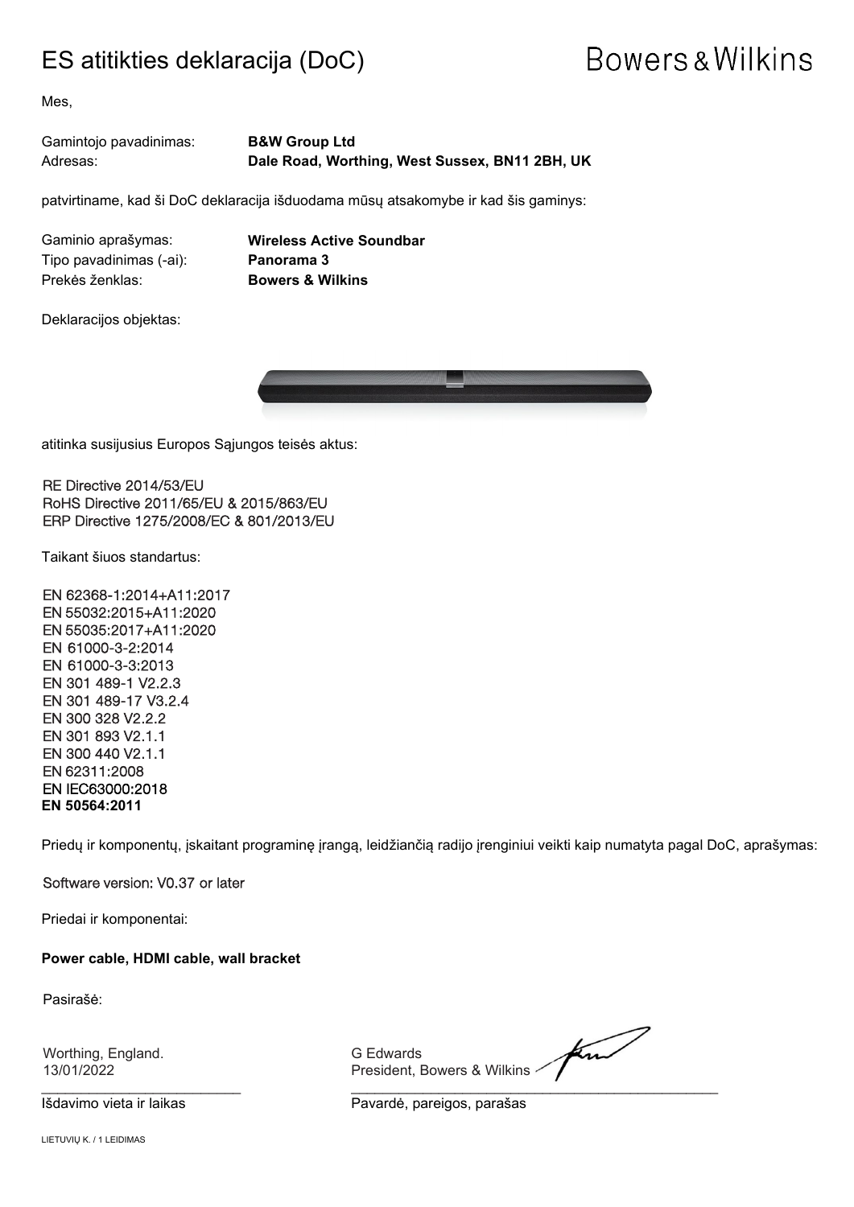# ES atitikties deklaracija (DoC)

Bowers & Wilkins

Mes,

Gamintojo pavadinimas: **B&W Group Ltd**
Adresas: **Dale Road, Worthing, West Sussex, BN11 2BH, UK**

patvirtiname, kad ši DoC deklaracija išduodama mūsų atsakomybe ir kad šis gaminys:

Gaminio aprašymas: **Wireless Active Soundbar**
Tipo pavadinimas (-ai): **Panorama 3**
Prekės ženklas: **Bowers & Wilkins**

Deklaracijos objektas:

atitinka susijusius Europos Sąjungos teisės aktus:

RE Directive 2014/53/EU
RoHS Directive 2011/65/EU & 2015/863/EU
ERP Directive 1275/2008/EC & 801/2013/EU

Taikant šiuos standartus:

EN 62368-1:2014+A11:2017
EN 55032:2015+A11:2020
EN 55035:2017+A11:2020
EN 61000-3-2:2014
EN 61000-3-3:2013
EN 301 489-1 V2.2.3
EN 301 489-17 V3.2.4
EN 300 328 V2.2.2
EN 301 893 V2.1.1
EN 300 440 V2.1.1
EN 62311:2008
EN IEC63000:2018
**EN 50564:2011**

Priedų ir komponentų, įskaitant programinę įrangą, leidžiančią radijo įrenginiui veikti kaip numatyta pagal DoC, aprašymas:

Software version: V0.37 or later

Priedai ir komponentai:

**Power cable, HDMI cable, wall bracket**

Pasirašė:

Worthing, England.
13/01/2022

Išdavimo vieta ir laikas

G Edwards
President, Bowers & Wilkins

Pavardė, pareigos, parašas

LIETUVIŲ K. / 1 LEIDIMAS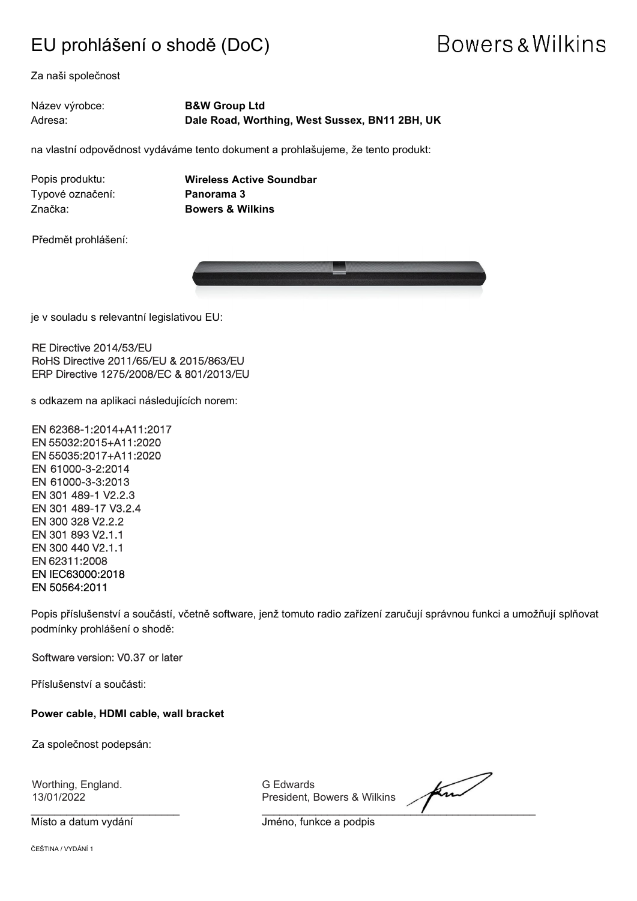# EU prohlášení o shodě (DoC)

Bowers & Wilkins

Za naši společnost

Název výrobce: **B&W Group Ltd**
Adresa: **Dale Road, Worthing, West Sussex, BN11 2BH, UK**

na vlastní odpovědnost vydáváme tento dokument a prohlašujeme, že tento produkt:

Popis produktu: **Wireless Active Soundbar**
Typové označení: **Panorama 3**
Značka: **Bowers & Wilkins**

Předmět prohlášení:

je v souladu s relevantní legislativou EU:

RE Directive 2014/53/EU
RoHS Directive 2011/65/EU & 2015/863/EU
ERP Directive 1275/2008/EC & 801/2013/EU

s odkazem na aplikaci následujících norem:

EN 62368-1:2014+A11:2017
EN 55032:2015+A11:2020
EN 55035:2017+A11:2020
EN 61000-3-2:2014
EN 61000-3-3:2013
EN 301 489-1 V2.2.3
EN 301 489-17 V3.2.4
EN 300 328 V2.2.2
EN 301 893 V2.1.1
EN 300 440 V2.1.1
EN 62311:2008
EN IEC63000:2018
EN 50564:2011

Popis příslušenství a součástí, včetně software, jenž tomuto radio zařízení zaručují správnou funkci a umožňují splňovat podmínky prohlášení o shodě:

Software version: V0.37 or later

Příslušenství a součásti:

**Power cable, HDMI cable, wall bracket**

Za společnost podepsán:

Worthing, England.
13/01/2022
Místo a datum vydání

G Edwards
President, Bowers & Wilkins
Jméno, funkce a podpis

ČEŠTINA / VYDÁNÍ 1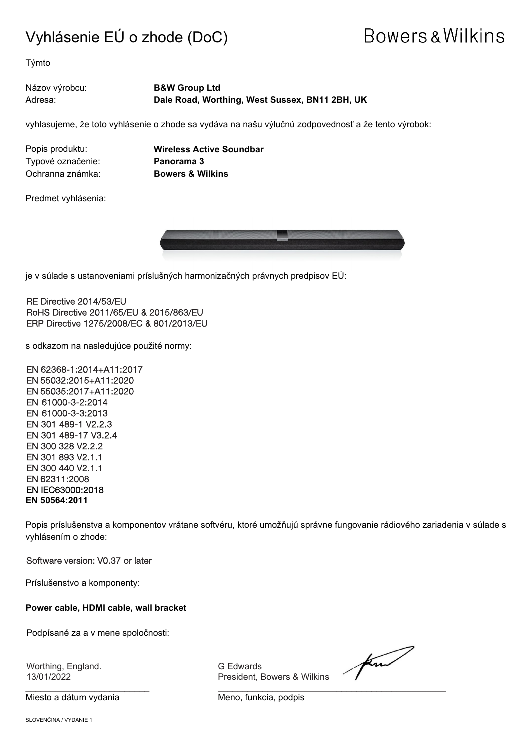# Vyhlásenie EÚ o zhode (DoC)

Bowers & Wilkins

Týmto

Názov výrobcu: **B&W Group Ltd**
Adresa: **Dale Road, Worthing, West Sussex, BN11 2BH, UK**

vyhlasujeme, že toto vyhlásenie o zhode sa vydáva na našu výlučnú zodpovednosť a že tento výrobok:

Popis produktu: **Wireless Active Soundbar**
Typové označenie: **Panorama 3**
Ochranná známka: **Bowers & Wilkins**

Predmet vyhlásenia:

je v súlade s ustanoveniami príslušných harmonizačných právnych predpisov EÚ:

RE Directive 2014/53/EU
RoHS Directive 2011/65/EU & 2015/863/EU
ERP Directive 1275/2008/EC & 801/2013/EU

s odkazom na nasledujúce použité normy:

EN 62368-1:2014+A11:2017
EN 55032:2015+A11:2020
EN 55035:2017+A11:2020
EN 61000-3-2:2014
EN 61000-3-3:2013
EN 301 489-1 V2.2.3
EN 301 489-17 V3.2.4
EN 300 328 V2.2.2
EN 301 893 V2.1.1
EN 300 440 V2.1.1
EN 62311:2008
EN IEC63000:2018
**EN 50564:2011**

Popis príslušenstva a komponentov vrátane softvéru, ktoré umožňujú správne fungovanie rádiového zariadenia v súlade s vyhlásením o zhode:

Software version: V0.37 or later

Príslušenstvo a komponenty:

**Power cable, HDMI cable, wall bracket**

Podpísané za a v mene spoločnosti:

Worthing, England.
13/01/2022

Miesto a dátum vydania

G Edwards
President, Bowers & Wilkins

Meno, funkcia, podpis

SLOVENČINA / VYDANIE 1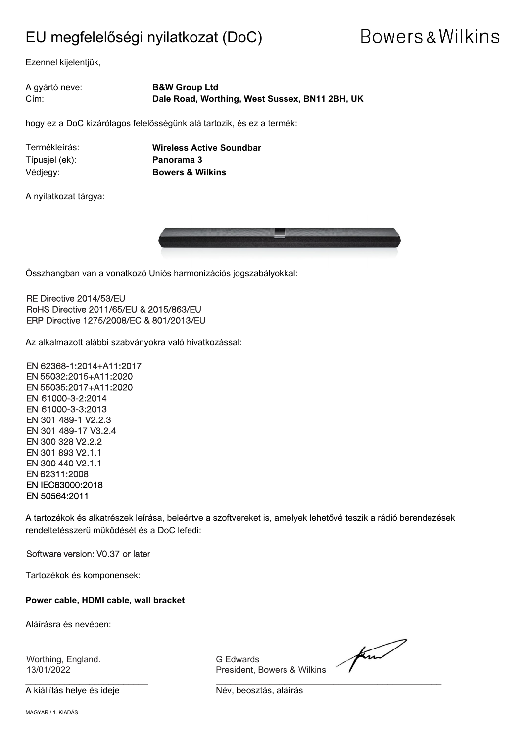# EU megfelelőségi nyilatkozat (DoC)

Bowers & Wilkins

Ezennel kijelentjük,

A gyártó neve: **B&W Group Ltd**
Cím: **Dale Road, Worthing, West Sussex, BN11 2BH, UK**

hogy ez a DoC kizárólagos felelősségünk alá tartozik, és ez a termék:

Termékleírás: **Wireless Active Soundbar**
Típusjel (ek): **Panorama 3**
Védjegy: **Bowers & Wilkins**

A nyilatkozat tárgya:

Összhangban van a vonatkozó Uniós harmonizációs jogszabályokkal:

RE Directive 2014/53/EU
RoHS Directive 2011/65/EU & 2015/863/EU
ERP Directive 1275/2008/EC & 801/2013/EU

Az alkalmazott alábbi szabványokra való hivatkozással:

EN 62368-1:2014+A11:2017
EN 55032:2015+A11:2020
EN 55035:2017+A11:2020
EN 61000-3-2:2014
EN 61000-3-3:2013
EN 301 489-1 V2.2.3
EN 301 489-17 V3.2.4
EN 300 328 V2.2.2
EN 301 893 V2.1.1
EN 300 440 V2.1.1
EN 62311:2008
EN IEC63000:2018
EN 50564:2011

A tartozékok és alkatrészek leírása, beleértve a szoftvereket is, amelyek lehetővé teszik a rádió berendezések rendeltetésszerű működését és a DoC lefedi:

Software version: V0.37 or later

Tartozékok és komponensek:

**Power cable, HDMI cable, wall bracket**

Aláírásra és nevében:

Worthing, England.
13/01/2022

A kiállítás helye és ideje

G Edwards
President, Bowers & Wilkins

Név, beosztás, aláírás

MAGYAR / 1. KIADÁS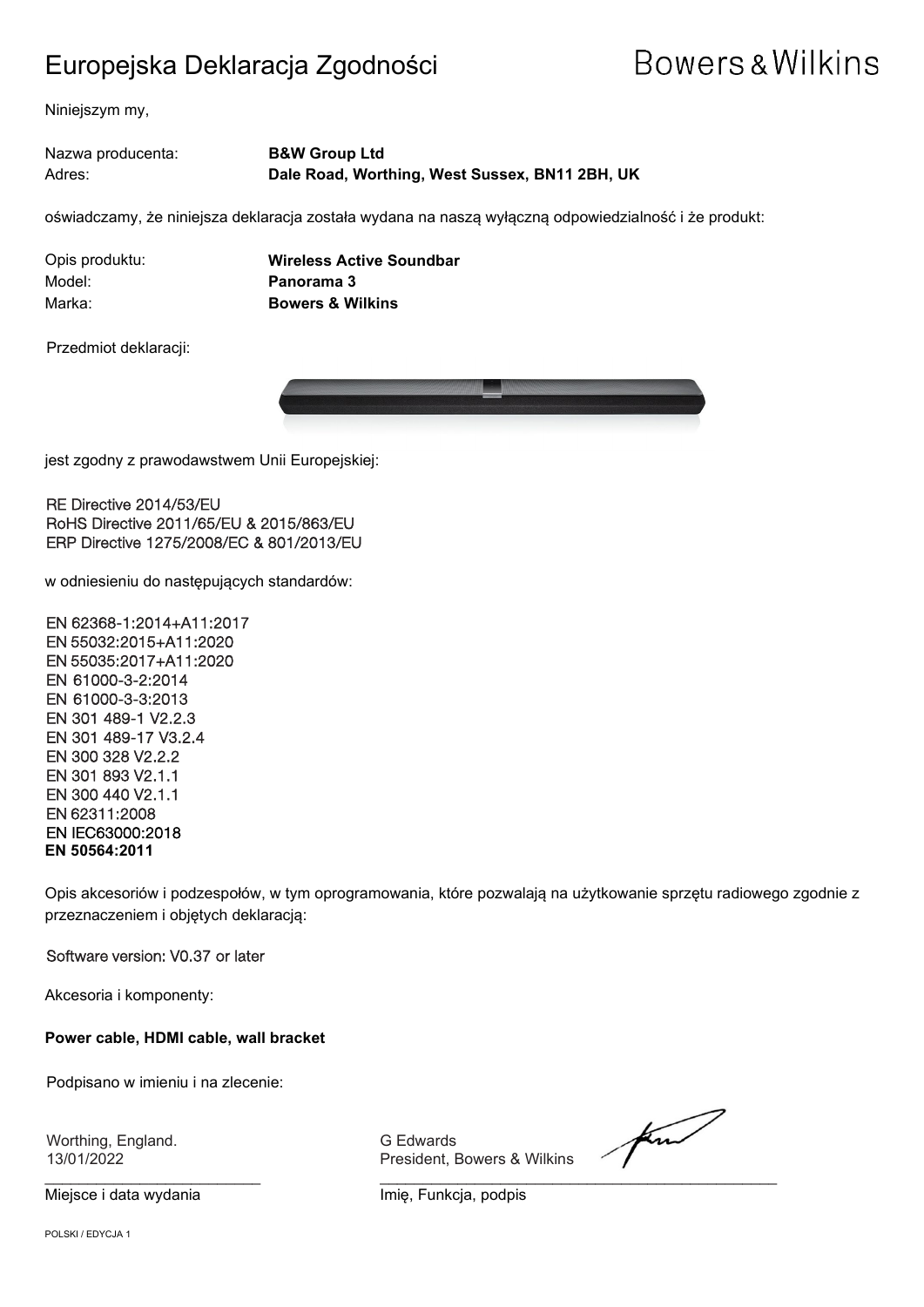# Europejska Deklaracja Zgodności

Bowers & Wilkins

Niniejszym my,

Nazwa producenta: **B&W Group Ltd**
Adres: **Dale Road, Worthing, West Sussex, BN11 2BH, UK**

oświadczamy, że niniejsza deklaracja została wydana na naszą wyłączną odpowiedzialność i że produkt:

Opis produktu: **Wireless Active Soundbar**
Model: **Panorama 3**
Marka: **Bowers & Wilkins**

Przedmiot deklaracji:

jest zgodny z prawodawstwem Unii Europejskiej:

RE Directive 2014/53/EU
RoHS Directive 2011/65/EU & 2015/863/EU
ERP Directive 1275/2008/EC & 801/2013/EU

w odniesieniu do następujących standardów:

EN 62368-1:2014+A11:2017
EN 55032:2015+A11:2020
EN 55035:2017+A11:2020
EN 61000-3-2:2014
EN 61000-3-3:2013
EN 301 489-1 V2.2.3
EN 301 489-17 V3.2.4
EN 300 328 V2.2.2
EN 301 893 V2.1.1
EN 300 440 V2.1.1
EN 62311:2008
EN IEC63000:2018
**EN 50564:2011**

Opis akcesoriów i podzespołów, w tym oprogramowania, które pozwalają na użytkowanie sprzętu radiowego zgodnie z przeznaczeniem i objętych deklaracją:

Software version: V0.37 or later

Akcesoria i komponenty:

**Power cable, HDMI cable, wall bracket**

Podpisano w imieniu i na zlecenie:

Worthing, England.
13/01/2022
Miejsce i data wydania

G Edwards
President, Bowers & Wilkins
Imię, Funkcja, podpis

POLSKI / EDYCJA 1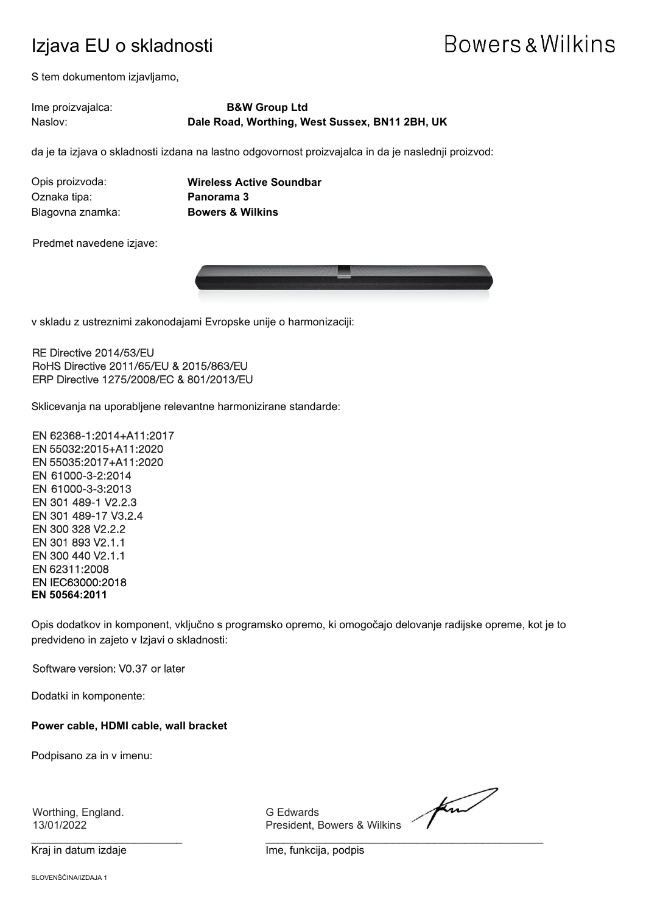# Izjava EU o skladnosti

Bowers & Wilkins

S tem dokumentom izjavljamo,

Ime proizvajalca: **B&W Group Ltd**
Naslov: **Dale Road, Worthing, West Sussex, BN11 2BH, UK**

da je ta izjava o skladnosti izdana na lastno odgovornost proizvajalca in da je naslednji proizvod:

Opis proizvoda: **Wireless Active Soundbar**
Oznaka tipa: **Panorama 3**
Blagovna znamka: **Bowers & Wilkins**

Predmet navedene izjave:

v skladu z ustreznimi zakonodajami Evropske unije o harmonizaciji:

RE Directive 2014/53/EU
RoHS Directive 2011/65/EU & 2015/863/EU
ERP Directive 1275/2008/EC & 801/2013/EU

Sklicevanja na uporabljene relevantne harmonizirane standarde:

EN 62368-1:2014+A11:2017
EN 55032:2015+A11:2020
EN 55035:2017+A11:2020
EN 61000-3-2:2014
EN 61000-3-3:2013
EN 301 489-1 V2.2.3
EN 301 489-17 V3.2.4
EN 300 328 V2.2.2
EN 301 893 V2.1.1
EN 300 440 V2.1.1
EN 62311:2008
EN IEC63000:2018
**EN 50564:2011**

Opis dodatkov in komponent, vključno s programsko opremo, ki omogočajo delovanje radijske opreme, kot je to predvideno in zajeto v Izjavi o skladnosti:

Software version: V0.37 or later

Dodatki in komponente:

**Power cable, HDMI cable, wall bracket**

Podpisano za in v imenu:

Worthing, England.
13/01/2022

Kraj in datum izdaje

G Edwards
President, Bowers & Wilkins

Ime, funkcija, podpis

SLOVENŠČINA/IZDAJA 1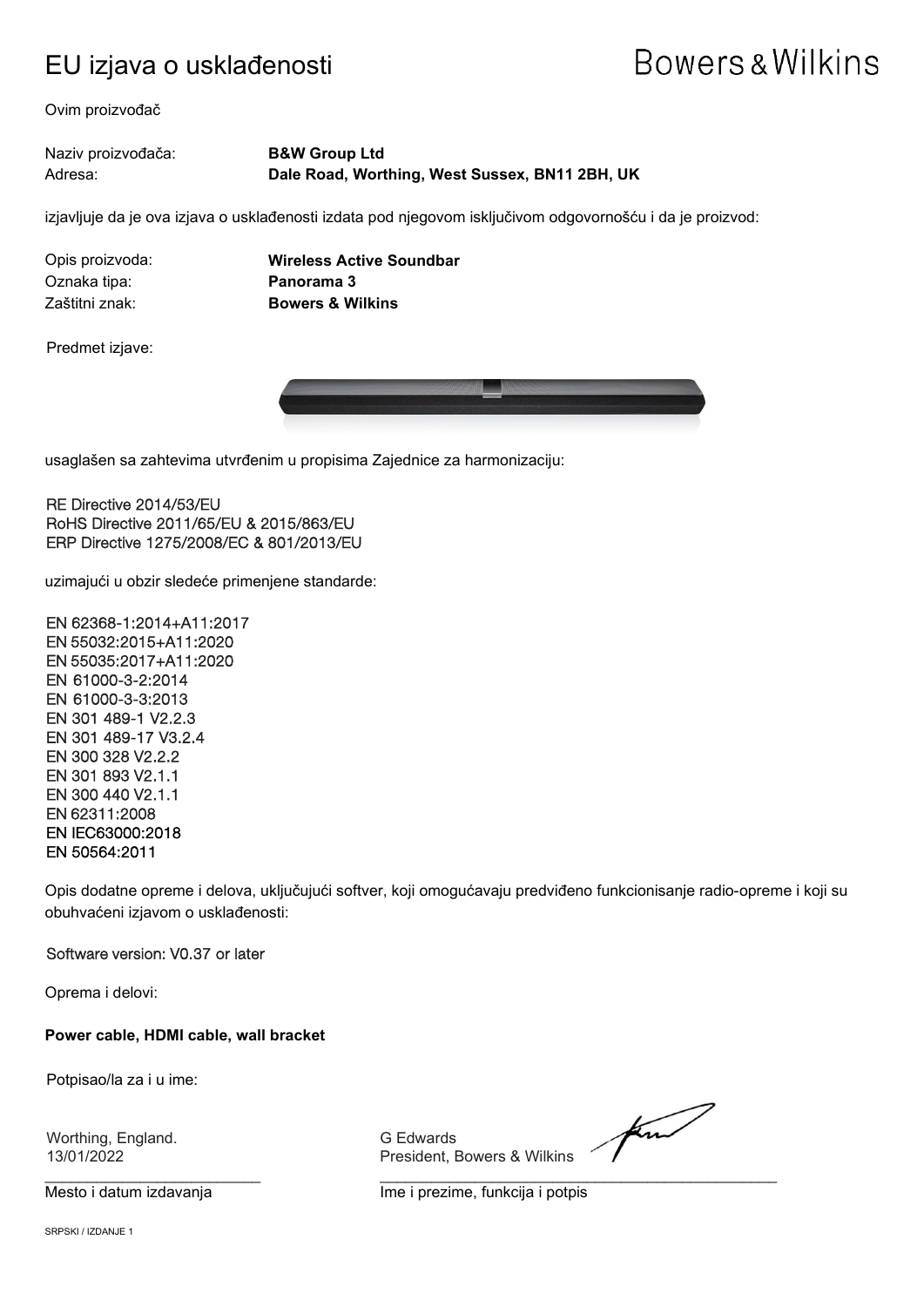# EU izjava o usklađenosti

Bowers & Wilkins

Ovim proizvođač

Naziv proizvođača: **B&W Group Ltd**
Adresa: **Dale Road, Worthing, West Sussex, BN11 2BH, UK**

izjavljuje da je ova izjava o usklađenosti izdata pod njegovom isključivom odgovornošću i da je proizvod:

Opis proizvoda: **Wireless Active Soundbar**
Oznaka tipa: **Panorama 3**
Zaštitni znak: **Bowers & Wilkins**

Predmet izjave:

usaglašen sa zahtevima utvrđenim u propisima Zajednice za harmonizaciju:

RE Directive 2014/53/EU
RoHS Directive 2011/65/EU & 2015/863/EU
ERP Directive 1275/2008/EC & 801/2013/EU

uzimajući u obzir sledeće primenjene standarde:

EN 62368-1:2014+A11:2017
EN 55032:2015+A11:2020
EN 55035:2017+A11:2020
EN 61000-3-2:2014
EN 61000-3-3:2013
EN 301 489-1 V2.2.3
EN 301 489-17 V3.2.4
EN 300 328 V2.2.2
EN 301 893 V2.1.1
EN 300 440 V2.1.1
EN 62311:2008
EN IEC63000:2018
EN 50564:2011

Opis dodatne opreme i delova, uključujući softver, koji omogućavaju predviđeno funkcionisanje radio-opreme i koji su obuhvaćeni izjavom o usklađenosti:

Software version: V0.37 or later

Oprema i delovi:

**Power cable, HDMI cable, wall bracket**

Potpisao/la za i u ime:

Worthing, England.
13/01/2022
Mesto i datum izdavanja

G Edwards
President, Bowers & Wilkins
Ime i prezime, funkcija i potpis

SRPSKI / IZDANJE 1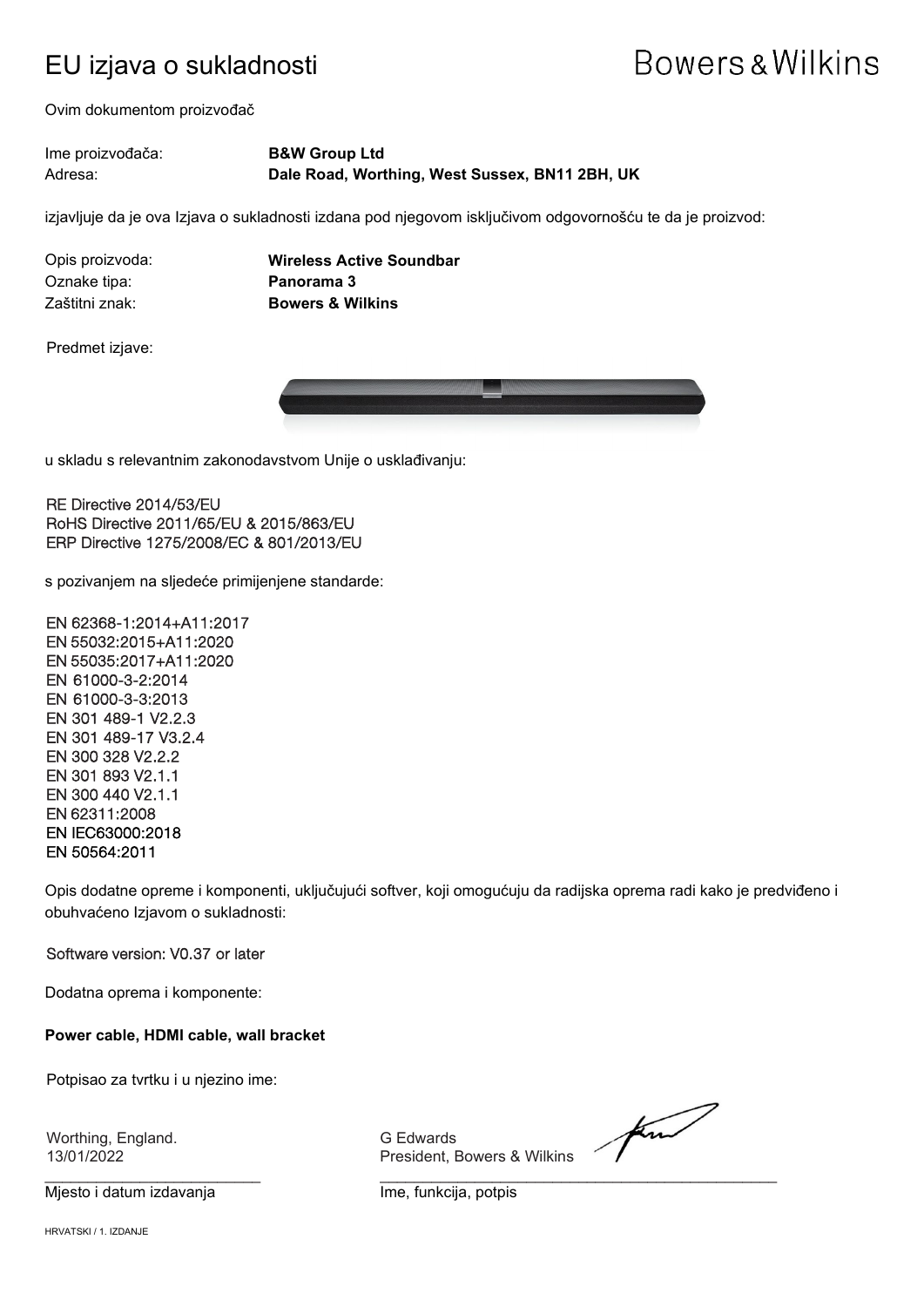# EU izjava o sukladnosti

Bowers & Wilkins

Ovim dokumentom proizvođač

| | |
|---|---|
| Ime proizvođača: | **B&W Group Ltd** |
| Adresa: | **Dale Road, Worthing, West Sussex, BN11 2BH, UK** |

izjavljuje da je ova Izjava o sukladnosti izdana pod njegovom isključivom odgovornošću te da je proizvod:

| | |
|---|---|
| Opis proizvoda: | **Wireless Active Soundbar** |
| Oznake tipa: | **Panorama 3** |
| Zaštitni znak: | **Bowers & Wilkins** |

Predmet izjave:

u skladu s relevantnim zakonodavstvom Unije o usklađivanju:

RE Directive 2014/53/EU
RoHS Directive 2011/65/EU & 2015/863/EU
ERP Directive 1275/2008/EC & 801/2013/EU

s pozivanjem na sljedeće primijenjene standarde:

EN 62368-1:2014+A11:2017
EN 55032:2015+A11:2020
EN 55035:2017+A11:2020
EN 61000-3-2:2014
EN 61000-3-3:2013
EN 301 489-1 V2.2.3
EN 301 489-17 V3.2.4
EN 300 328 V2.2.2
EN 301 893 V2.1.1
EN 300 440 V2.1.1
EN 62311:2008
EN IEC63000:2018
EN 50564:2011

Opis dodatne opreme i komponenti, uključujući softver, koji omogućuju da radijska oprema radi kako je predviđeno i obuhvaćeno Izjavom o sukladnosti:

Software version: V0.37 or later

Dodatna oprema i komponente:

**Power cable, HDMI cable, wall bracket**

Potpisao za tvrtku i u njezino ime:

Worthing, England.
13/01/2022

Mjesto i datum izdavanja

G Edwards
President, Bowers & Wilkins

Ime, funkcija, potpis

HRVATSKI / 1. IZDANJE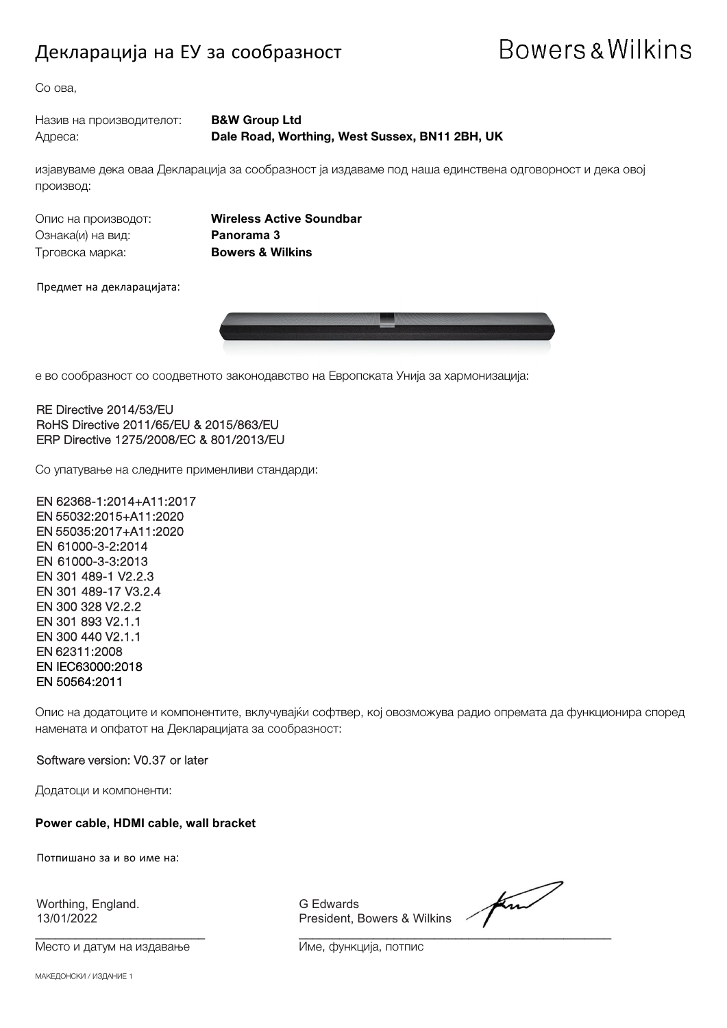# Декларација на ЕУ за сообразност

Bowers & Wilkins

Со ова,

Назив на производителот: **B&W Group Ltd**
Адреса: **Dale Road, Worthing, West Sussex, BN11 2BH, UK**

изјавуваме дека оваа Декларација за сообразност ја издаваме под наша единствена одговорност и дека овој производ:

Опис на производот: **Wireless Active Soundbar**
Ознака(и) на вид: **Panorama 3**
Трговска марка: **Bowers & Wilkins**

Предмет на декларацијата:

е во сообразност со соодветното законодавство на Европската Унија за хармонизација:

RE Directive 2014/53/EU
RoHS Directive 2011/65/EU & 2015/863/EU
ERP Directive 1275/2008/EC & 801/2013/EU

Со упатување на следните применливи стандарди:

EN 62368-1:2014+A11:2017
EN 55032:2015+A11:2020
EN 55035:2017+A11:2020
EN 61000-3-2:2014
EN 61000-3-3:2013
EN 301 489-1 V2.2.3
EN 301 489-17 V3.2.4
EN 300 328 V2.2.2
EN 301 893 V2.1.1
EN 300 440 V2.1.1
EN 62311:2008
EN IEC63000:2018
EN 50564:2011

Опис на додатоците и компонентите, вклучувајќи софтвер, кој овозможува радио опремата да функционира според намената и опфатот на Декларацијата за сообразност:

Software version: V0.37 or later

Додатоци и компоненти:

**Power cable, HDMI cable, wall bracket**

Потпишано за и во име на:

Worthing, England.
13/01/2022

Место и датум на издавање

G Edwards
President, Bowers & Wilkins

Име, функција, потпис

МАКЕДОНСКИ / ИЗДАНИЕ 1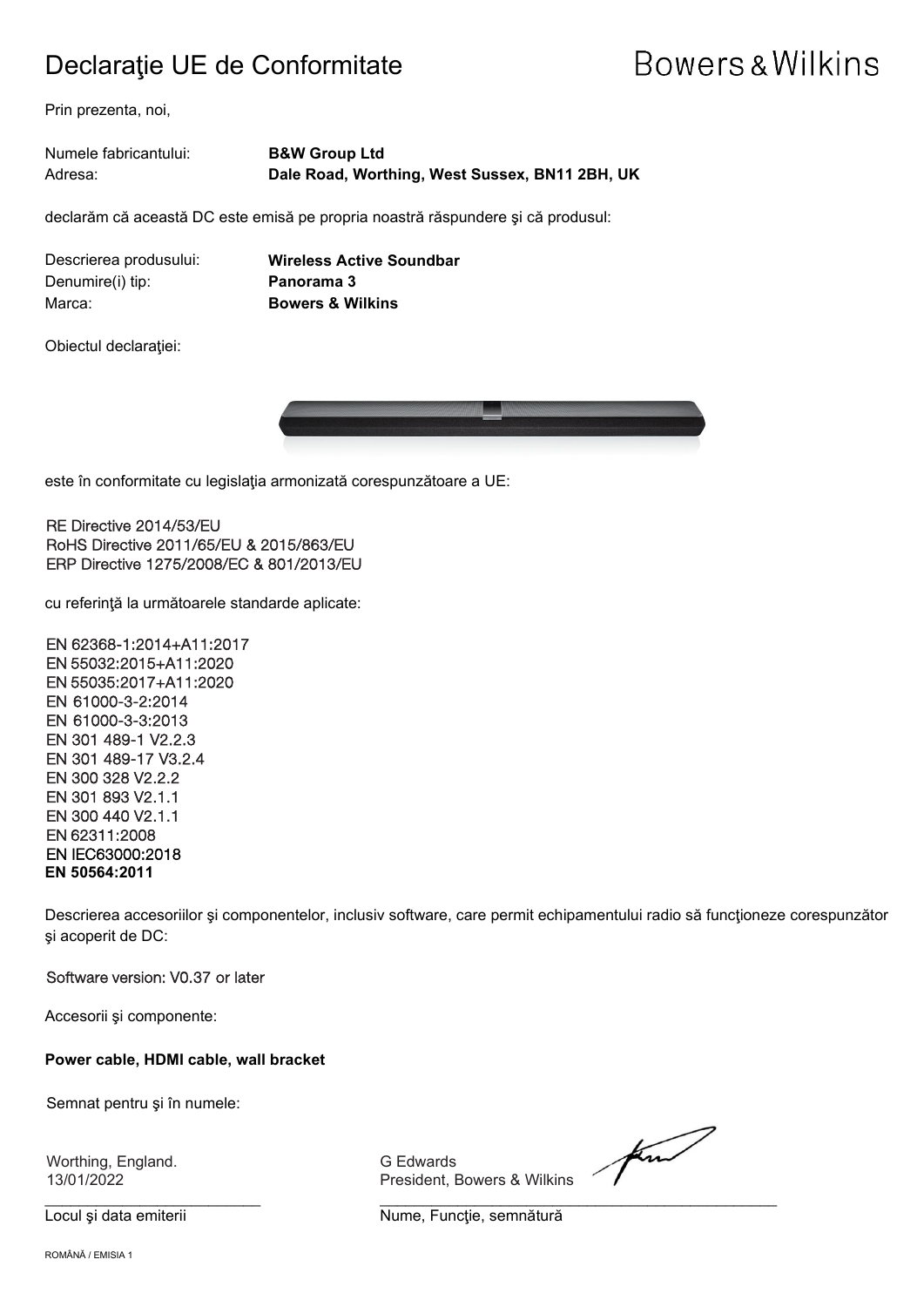# Declaraţie UE de Conformitate

Bowers & Wilkins

Prin prezenta, noi,

Numele fabricantului: **B&W Group Ltd**
Adresa: **Dale Road, Worthing, West Sussex, BN11 2BH, UK**

declarăm că această DC este emisă pe propria noastră răspundere şi că produsul:

Descrierea produsului: **Wireless Active Soundbar**
Denumire(i) tip: **Panorama 3**
Marca: **Bowers & Wilkins**

Obiectul declaraţiei:

este în conformitate cu legislaţia armonizată corespunzătoare a UE:

RE Directive 2014/53/EU
RoHS Directive 2011/65/EU & 2015/863/EU
ERP Directive 1275/2008/EC & 801/2013/EU

cu referinţă la următoarele standarde aplicate:

EN 62368-1:2014+A11:2017
EN 55032:2015+A11:2020
EN 55035:2017+A11:2020
EN 61000-3-2:2014
EN 61000-3-3:2013
EN 301 489-1 V2.2.3
EN 301 489-17 V3.2.4
EN 300 328 V2.2.2
EN 301 893 V2.1.1
EN 300 440 V2.1.1
EN 62311:2008
EN IEC63000:2018
**EN 50564:2011**

Descrierea accesoriilor şi componentelor, inclusiv software, care permit echipamentului radio să funcţioneze corespunzător şi acoperit de DC:

Software version: V0.37 or later

Accesorii şi componente:

**Power cable, HDMI cable, wall bracket**

Semnat pentru şi în numele:

Worthing, England.
13/01/2022

Locul şi data emiterii

G Edwards
President, Bowers & Wilkins

Nume, Funcţie, semnătură

ROMÂNĂ / EMISIA 1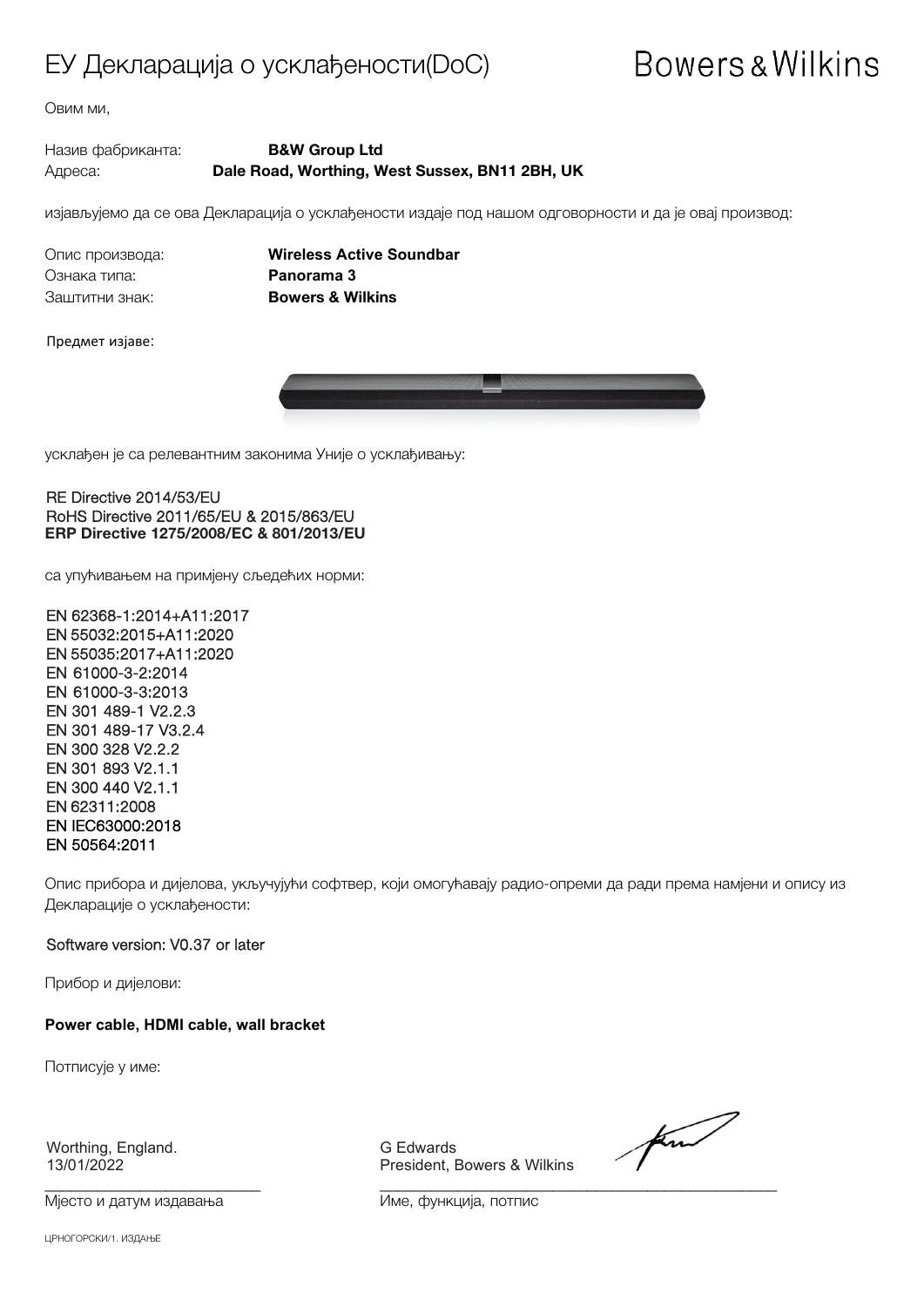# ЕУ Декларација о усклађености(DoC)

Bowers & Wilkins

Овим ми,

Назив фабриканта: **B&W Group Ltd**
Адреса: **Dale Road, Worthing, West Sussex, BN11 2BH, UK**

изјављујемо да се ова Декларација о усклађености издаје под нашом одговорности и да је овај производ:

Опис производа: **Wireless Active Soundbar**
Ознака типа: **Panorama 3**
Заштитни знак: **Bowers & Wilkins**

Предмет изјаве:

усклађен је са релевантним законима Уније о усклађивању:

RE Directive 2014/53/EU
RoHS Directive 2011/65/EU & 2015/863/EU
**ERP Directive 1275/2008/EC & 801/2013/EU**

са упућивањем на примјену сљедећих норми:

EN 62368-1:2014+A11:2017
EN 55032:2015+A11:2020
EN 55035:2017+A11:2020
EN 61000-3-2:2014
EN 61000-3-3:2013
EN 301 489-1 V2.2.3
EN 301 489-17 V3.2.4
EN 300 328 V2.2.2
EN 301 893 V2.1.1
EN 300 440 V2.1.1
EN 62311:2008
EN IEC63000:2018
EN 50564:2011

Опис прибора и дијелова, укључујући софтвер, који омогућавају радио-опреми да ради према намјени и опису из Декларације о усклађености:

Software version: V0.37 or later

Прибор и дијелови:

**Power cable, HDMI cable, wall bracket**

Потписује у име:

Worthing, England.
13/01/2022

Мјесто и датум издавања

G Edwards
President, Bowers & Wilkins

Име, функција, потпис

ЦРНОГОРСКИ/1. ИЗДАЊЕ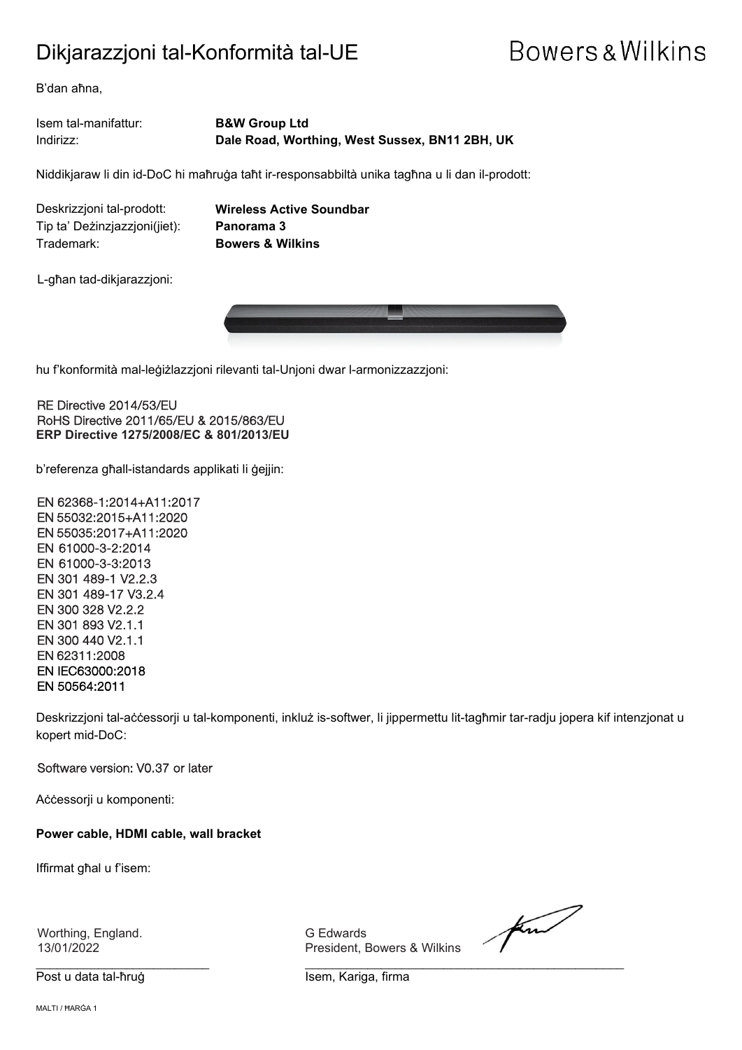# Dikjarazzjoni tal-Konformità tal-UE

Bowers & Wilkins

B'dan aħna,

Isem tal-manifattur: **B&W Group Ltd**
Indirizz: **Dale Road, Worthing, West Sussex, BN11 2BH, UK**

Niddikjaraw li din id-DoC hi maħruġa taħt ir-responsabbiltà unika tagħna u li dan il-prodott:

Deskrizzjoni tal-prodott: **Wireless Active Soundbar**
Tip ta' Deżinzjazzjoni(jiet): **Panorama 3**
Trademark: **Bowers & Wilkins**

L-għan tad-dikjarazzjoni:

hu f'konformità mal-leġiżlazzjoni rilevanti tal-Unjoni dwar l-armonizzazzjoni:

RE Directive 2014/53/EU
RoHS Directive 2011/65/EU & 2015/863/EU
**ERP Directive 1275/2008/EC & 801/2013/EU**

b'referenza għall-istandards applikati li ġejjin:

EN 62368-1:2014+A11:2017
EN 55032:2015+A11:2020
EN 55035:2017+A11:2020
EN 61000-3-2:2014
EN 61000-3-3:2013
EN 301 489-1 V2.2.3
EN 301 489-17 V3.2.4
EN 300 328 V2.2.2
EN 301 893 V2.1.1
EN 300 440 V2.1.1
EN 62311:2008
EN IEC63000:2018
EN 50564:2011

Deskrizzjoni tal-aċċessorji u tal-komponenti, inkluż is-softwer, li jippermettu lit-tagħmir tar-radju jopera kif intenzjonat u kopert mid-DoC:

Software version: V0.37 or later

Aċċessorji u komponenti:

**Power cable, HDMI cable, wall bracket**

Iffirmat għal u f'isem:

Worthing, England.
13/01/2022

Post u data tal-ħruġ

G Edwards
President, Bowers & Wilkins

Isem, Kariga, firma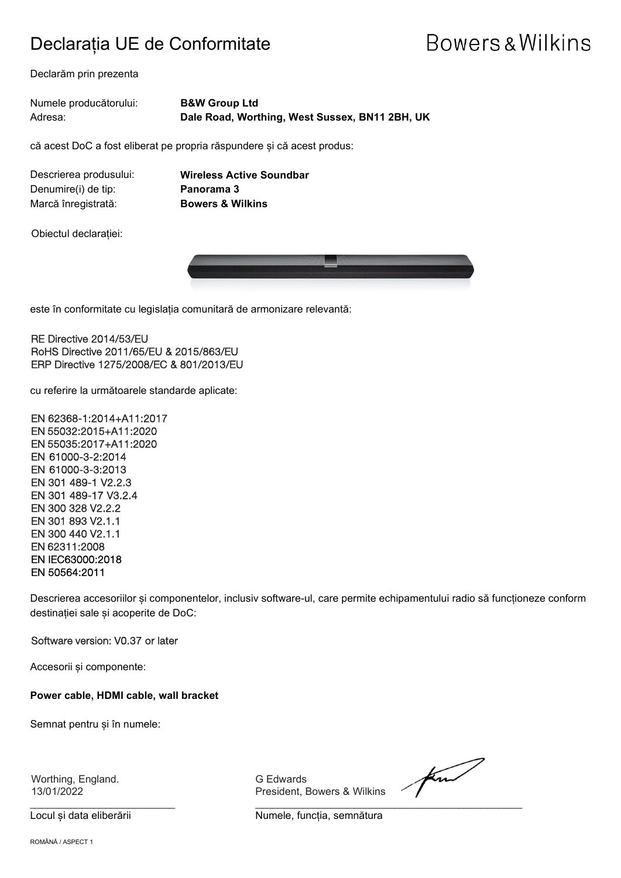# Declarația UE de Conformitate

Bowers & Wilkins

Declarăm prin prezenta

Numele producătorului: **B&W Group Ltd**
Adresa: **Dale Road, Worthing, West Sussex, BN11 2BH, UK**

că acest DoC a fost eliberat pe propria răspundere și că acest produs:

Descrierea produsului: **Wireless Active Soundbar**
Denumire(i) de tip: **Panorama 3**
Marcă înregistrată: **Bowers & Wilkins**

Obiectul declarației:

este în conformitate cu legislația comunitară de armonizare relevantă:

RE Directive 2014/53/EU
RoHS Directive 2011/65/EU & 2015/863/EU
ERP Directive 1275/2008/EC & 801/2013/EU

cu referire la următoarele standarde aplicate:

EN 62368-1:2014+A11:2017
EN 55032:2015+A11:2020
EN 55035:2017+A11:2020
EN 61000-3-2:2014
EN 61000-3-3:2013
EN 301 489-1 V2.2.3
EN 301 489-17 V3.2.4
EN 300 328 V2.2.2
EN 301 893 V2.1.1
EN 300 440 V2.1.1
EN 62311:2008
EN IEC63000:2018
EN 50564:2011

Descrierea accesoriilor și componentelor, inclusiv software-ul, care permite echipamentului radio să funcționeze conform destinației sale și acoperite de DoC:

Software version: V0.37 or later

Accesorii și componente:

**Power cable, HDMI cable, wall bracket**

Semnat pentru și în numele:

Worthing, England.
13/01/2022
Locul și data eliberării

G Edwards
President, Bowers & Wilkins
Numele, funcția, semnătura

ROMÂNĂ / ASPECT 1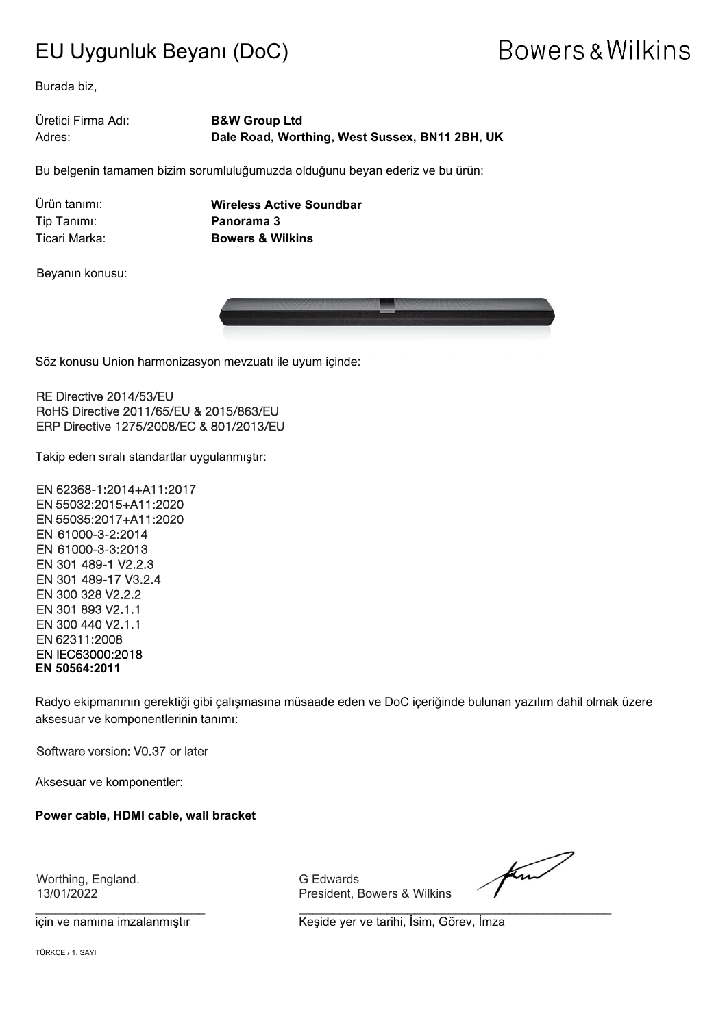# EU Uygunluk Beyanı (DoC)

Bowers & Wilkins

Burada biz,

Üretici Firma Adı: **B&W Group Ltd**
Adres: **Dale Road, Worthing, West Sussex, BN11 2BH, UK**

Bu belgenin tamamen bizim sorumluluğumuzda olduğunu beyan ederiz ve bu ürün:

Ürün tanımı: **Wireless Active Soundbar**
Tip Tanımı: **Panorama 3**
Ticari Marka: **Bowers & Wilkins**

Beyanın konusu:

Söz konusu Union harmonizasyon mevzuatı ile uyum içinde:

RE Directive 2014/53/EU
RoHS Directive 2011/65/EU & 2015/863/EU
ERP Directive 1275/2008/EC & 801/2013/EU

Takip eden sıralı standartlar uygulanmıştır:

EN 62368-1:2014+A11:2017
EN 55032:2015+A11:2020
EN 55035:2017+A11:2020
EN 61000-3-2:2014
EN 61000-3-3:2013
EN 301 489-1 V2.2.3
EN 301 489-17 V3.2.4
EN 300 328 V2.2.2
EN 301 893 V2.1.1
EN 300 440 V2.1.1
EN 62311:2008
EN IEC63000:2018
**EN 50564:2011**

Radyo ekipmanının gerektiği gibi çalışmasına müsaade eden ve DoC içeriğinde bulunan yazılım dahil olmak üzere aksesuar ve komponentlerinin tanımı:

Software version: V0.37 or later

Aksesuar ve komponentler:

**Power cable, HDMI cable, wall bracket**

Worthing, England.
13/01/2022

için ve namına imzalanmıştır

G Edwards
President, Bowers & Wilkins

Keşide yer ve tarihi, İsim, Görev, İmza

TÜRKÇE / 1. SAYI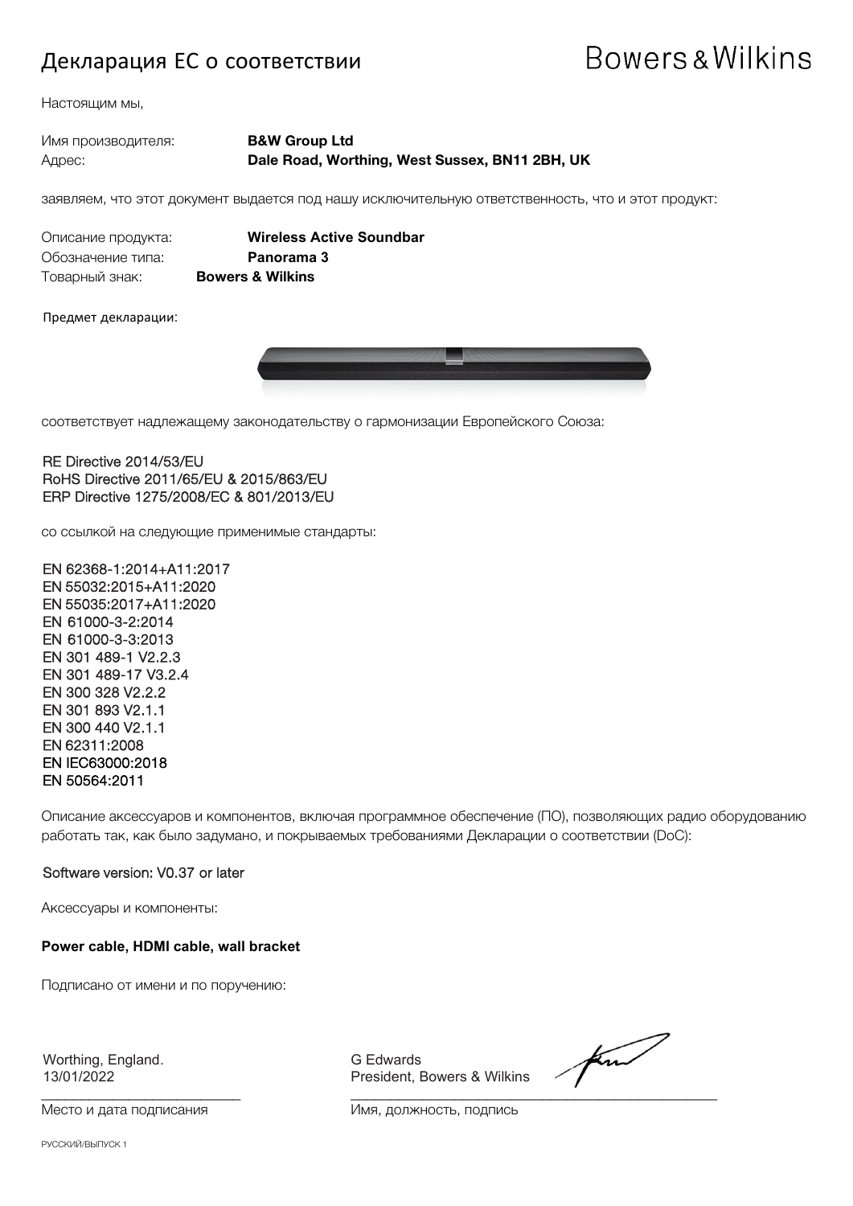# Декларация ЕС о соответствии

Bowers & Wilkins

Настоящим мы,

Имя производителя: **B&W Group Ltd**
Адрес: **Dale Road, Worthing, West Sussex, BN11 2BH, UK**

заявляем, что этот документ выдается под нашу исключительную ответственность, что и этот продукт:

Описание продукта: **Wireless Active Soundbar**
Обозначение типа: **Panorama 3**
Товарный знак: **Bowers & Wilkins**

Предмет декларации:

соответствует надлежащему законодательству о гармонизации Европейского Союза:

RE Directive 2014/53/EU
RoHS Directive 2011/65/EU & 2015/863/EU
ERP Directive 1275/2008/EC & 801/2013/EU

со ссылкой на следующие применимые стандарты:

EN 62368-1:2014+A11:2017
EN 55032:2015+A11:2020
EN 55035:2017+A11:2020
EN 61000-3-2:2014
EN 61000-3-3:2013
EN 301 489-1 V2.2.3
EN 301 489-17 V3.2.4
EN 300 328 V2.2.2
EN 301 893 V2.1.1
EN 300 440 V2.1.1
EN 62311:2008
EN IEC63000:2018
EN 50564:2011

Описание аксессуаров и компонентов, включая программное обеспечение (ПО), позволяющих радио оборудованию работать так, как было задумано, и покрываемых требованиями Декларации о соответствии (DoC):

Software version: V0.37 or later

Аксессуары и компоненты:

**Power cable, HDMI cable, wall bracket**

Подписано от имени и по поручению:

Worthing, England.
13/01/2022
Место и дата подписания

G Edwards
President, Bowers & Wilkins
Имя, должность, подпись

РУССКИЙ/ВЫПУСК 1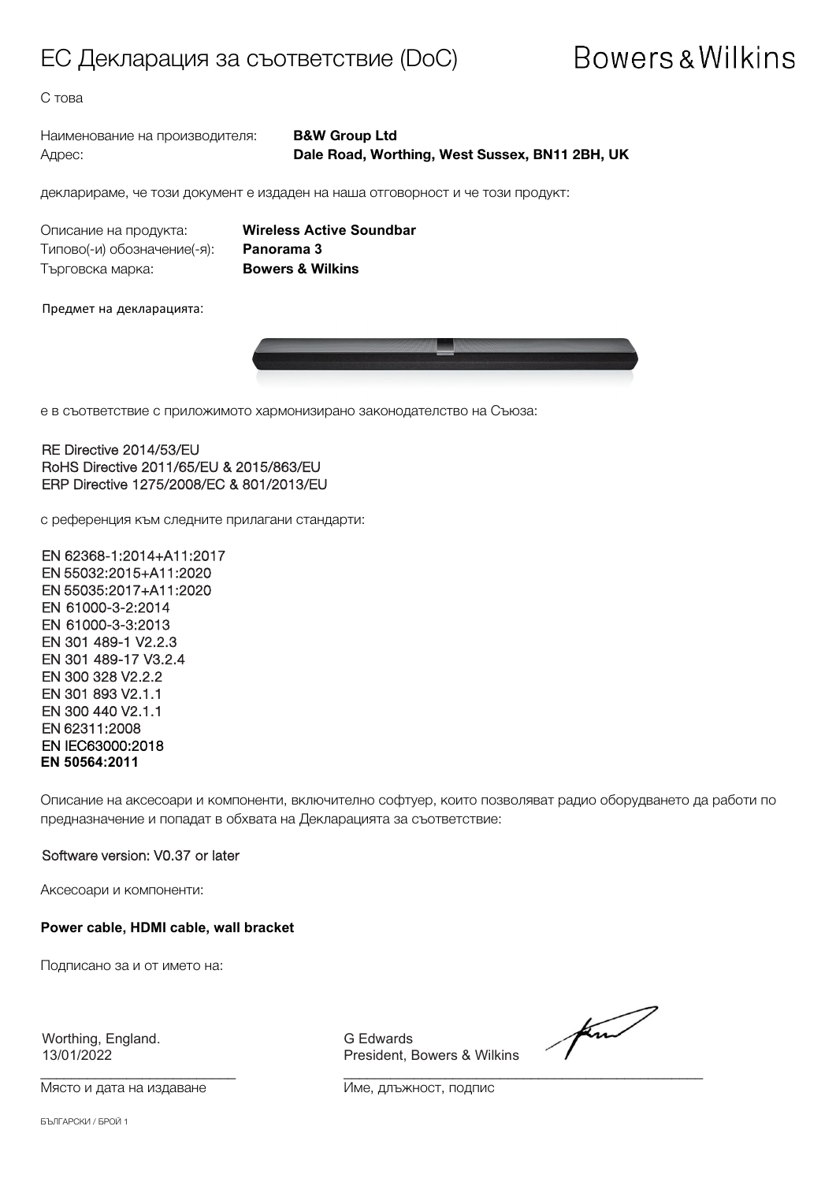# ЕС Декларация за съответствие (DoC)

Bowers & Wilkins

С това

Наименование на производителя: **B&W Group Ltd**
Адрес: **Dale Road, Worthing, West Sussex, BN11 2BH, UK**

декларираме, че този документ е издаден на наша отговорност и че този продукт:

Описание на продукта: **Wireless Active Soundbar**
Типово(-и) обозначение(-я): **Panorama 3**
Търговска марка: **Bowers & Wilkins**

Предмет на декларацията:

е в съответствие с приложимото хармонизирано законодателство на Съюза:

RE Directive 2014/53/EU
RoHS Directive 2011/65/EU & 2015/863/EU
ERP Directive 1275/2008/EC & 801/2013/EU

с референция към следните прилагани стандарти:

EN 62368-1:2014+A11:2017
EN 55032:2015+A11:2020
EN 55035:2017+A11:2020
EN 61000-3-2:2014
EN 61000-3-3:2013
EN 301 489-1 V2.2.3
EN 301 489-17 V3.2.4
EN 300 328 V2.2.2
EN 301 893 V2.1.1
EN 300 440 V2.1.1
EN 62311:2008
EN IEC63000:2018
**EN 50564:2011**

Описание на аксесоари и компоненти, включително софтуер, които позволяват радио оборудването да работи по предназначение и попадат в обхвата на Декларацията за съответствие:

Software version: V0.37 or later

Аксесоари и компоненти:

**Power cable, HDMI cable, wall bracket**

Подписано за и от името на:

Worthing, England.
13/01/2022

Място и дата на издаване

G Edwards
President, Bowers & Wilkins

Име, длъжност, подпис

БЪЛГАРСКИ / БРОЙ 1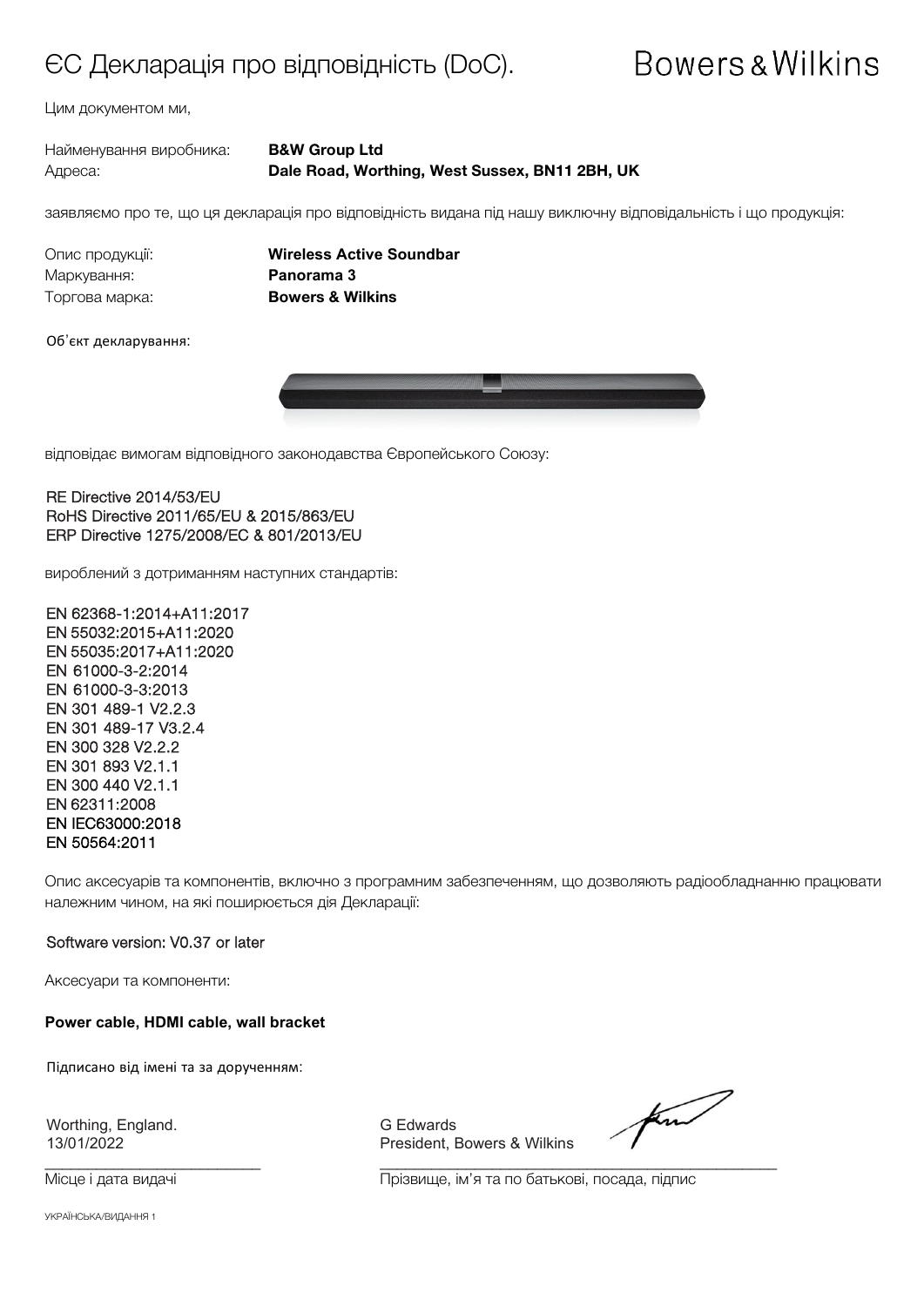# ЄС Декларація про відповідність (DoC).

Bowers & Wilkins

Цим документом ми,

Найменування виробника: **B&W Group Ltd**
Адреса: **Dale Road, Worthing, West Sussex, BN11 2BH, UK**

заявляємо про те, що ця декларація про відповідність видана під нашу виключну відповідальність і що продукція:

Опис продукції: **Wireless Active Soundbar**
Маркування: **Panorama 3**
Торгова марка: **Bowers & Wilkins**

Об'єкт декларування:

відповідає вимогам відповідного законодавства Європейського Союзу:

RE Directive 2014/53/EU
RoHS Directive 2011/65/EU & 2015/863/EU
ERP Directive 1275/2008/EC & 801/2013/EU

вироблений з дотриманням наступних стандартів:

EN 62368-1:2014+A11:2017
EN 55032:2015+A11:2020
EN 55035:2017+A11:2020
EN 61000-3-2:2014
EN 61000-3-3:2013
EN 301 489-1 V2.2.3
EN 301 489-17 V3.2.4
EN 300 328 V2.2.2
EN 301 893 V2.1.1
EN 300 440 V2.1.1
EN 62311:2008
EN IEC63000:2018
EN 50564:2011

Опис аксесуарів та компонентів, включно з програмним забезпеченням, що дозволяють радіообладнанню працювати належним чином, на які поширюється дія Декларації:

Software version: V0.37 or later

Аксесуари та компоненти:

**Power cable, HDMI cable, wall bracket**

Підписано від імені та за дорученням:

Worthing, England.
13/01/2022
Місце і дата видачі

G Edwards
President, Bowers & Wilkins
Прізвище, ім'я та по батькові, посада, підпис

УКРАЇНСЬКА/ВИДАННЯ 1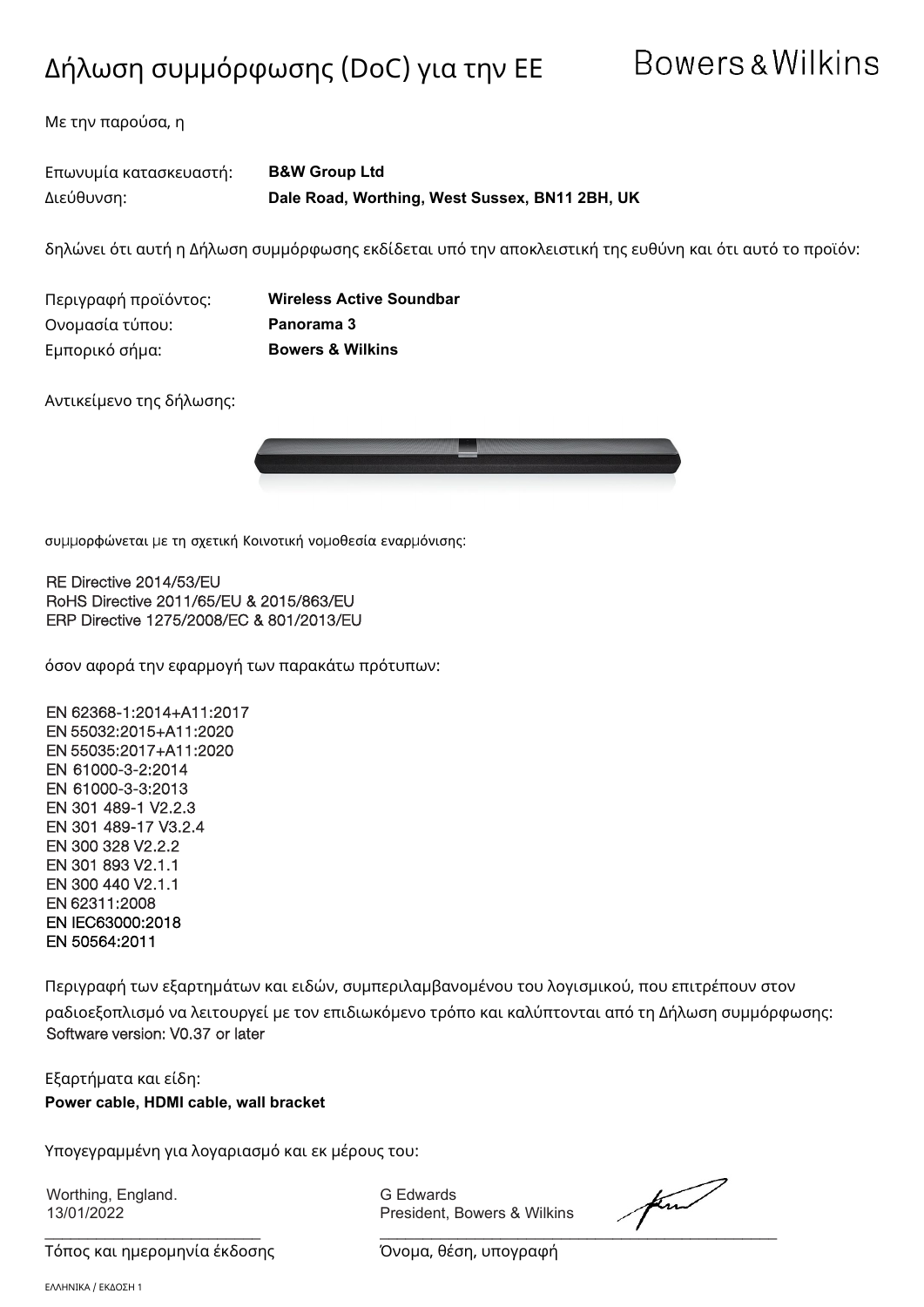# Δήλωση συμμόρφωσης (DoC) για την ΕΕ

Bowers & Wilkins

Με την παρούσα, η

| | |
|---|---|
| Επωνυμία κατασκευαστή: | **B&W Group Ltd** |
| Διεύθυνση: | **Dale Road, Worthing, West Sussex, BN11 2BH, UK** |

δηλώνει ότι αυτή η Δήλωση συμμόρφωσης εκδίδεται υπό την αποκλειστική της ευθύνη και ότι αυτό το προϊόν:

| | |
|---|---|
| Περιγραφή προϊόντος: | **Wireless Active Soundbar** |
| Ονομασία τύπου: | **Panorama 3** |
| Εμπορικό σήμα: | **Bowers & Wilkins** |

Αντικείμενο της δήλωσης:

συμμορφώνεται με τη σχετική Κοινοτική νομοθεσία εναρμόνισης:

RE Directive 2014/53/EU
RoHS Directive 2011/65/EU & 2015/863/EU
ERP Directive 1275/2008/EC & 801/2013/EU

όσον αφορά την εφαρμογή των παρακάτω πρότυπων:

EN 62368-1:2014+A11:2017
EN 55032:2015+A11:2020
EN 55035:2017+A11:2020
EN 61000-3-2:2014
EN 61000-3-3:2013
EN 301 489-1 V2.2.3
EN 301 489-17 V3.2.4
EN 300 328 V2.2.2
EN 301 893 V2.1.1
EN 300 440 V2.1.1
EN 62311:2008
EN IEC63000:2018
EN 50564:2011

Περιγραφή των εξαρτημάτων και ειδών, συμπεριλαμβανομένου του λογισμικού, που επιτρέπουν στον ραδιοεξοπλισμό να λειτουργεί με τον επιδιωκόμενο τρόπο και καλύπτονται από τη Δήλωση συμμόρφωσης:
Software version: V0.37 or later

Εξαρτήματα και είδη:
**Power cable, HDMI cable, wall bracket**

Υπογεγραμμένη για λογαριασμό και εκ μέρους του:

| | |
|---|---|
| Worthing, England.<br>13/01/2022 | G Edwards<br>President, Bowers & Wilkins |
| Τόπος και ημερομηνία έκδοσης | Όνομα, θέση, υπογραφή |

ΕΛΛΗΝΙΚΑ / ΕΚΔΟΣΗ 1